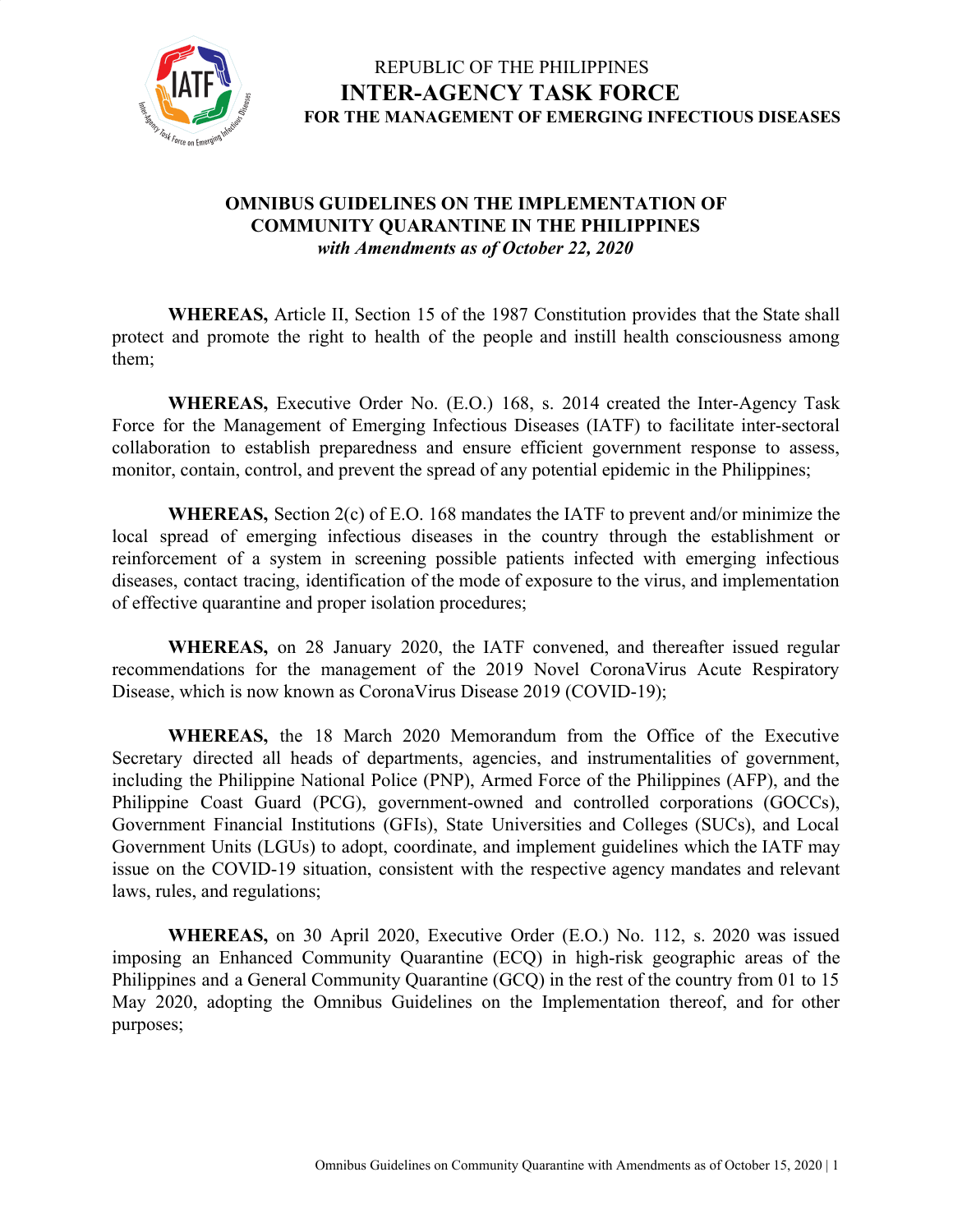REPUBLIC OF THE PHILIPPINES

**INTER-AGENCY TASK FORCE**

**FOR THE MANAGEMENT OF EMERGING INFECTIOUS DISEASES**

# OMNIBUS GUIDELINES ON THE IMPLEMENTATION OF COMMUNITY QUARANTINE IN THE PHILIPPINES

***with Amendments as of October 22, 2020***

**WHEREAS,** Article II, Section 15 of the 1987 Constitution provides that the State shall protect and promote the right to health of the people and instill health consciousness among them;

**WHEREAS,** Executive Order No. (E.O.) 168, s. 2014 created the Inter-Agency Task Force for the Management of Emerging Infectious Diseases (IATF) to facilitate inter-sectoral collaboration to establish preparedness and ensure efficient government response to assess, monitor, contain, control, and prevent the spread of any potential epidemic in the Philippines;

**WHEREAS,** Section 2(c) of E.O. 168 mandates the IATF to prevent and/or minimize the local spread of emerging infectious diseases in the country through the establishment or reinforcement of a system in screening possible patients infected with emerging infectious diseases, contact tracing, identification of the mode of exposure to the virus, and implementation of effective quarantine and proper isolation procedures;

**WHEREAS,** on 28 January 2020, the IATF convened, and thereafter issued regular recommendations for the management of the 2019 Novel CoronaVirus Acute Respiratory Disease, which is now known as CoronaVirus Disease 2019 (COVID-19);

**WHEREAS,** the 18 March 2020 Memorandum from the Office of the Executive Secretary directed all heads of departments, agencies, and instrumentalities of government, including the Philippine National Police (PNP), Armed Force of the Philippines (AFP), and the Philippine Coast Guard (PCG), government-owned and controlled corporations (GOCCs), Government Financial Institutions (GFIs), State Universities and Colleges (SUCs), and Local Government Units (LGUs) to adopt, coordinate, and implement guidelines which the IATF may issue on the COVID-19 situation, consistent with the respective agency mandates and relevant laws, rules, and regulations;

**WHEREAS,** on 30 April 2020, Executive Order (E.O.) No. 112, s. 2020 was issued imposing an Enhanced Community Quarantine (ECQ) in high-risk geographic areas of the Philippines and a General Community Quarantine (GCQ) in the rest of the country from 01 to 15 May 2020, adopting the Omnibus Guidelines on the Implementation thereof, and for other purposes;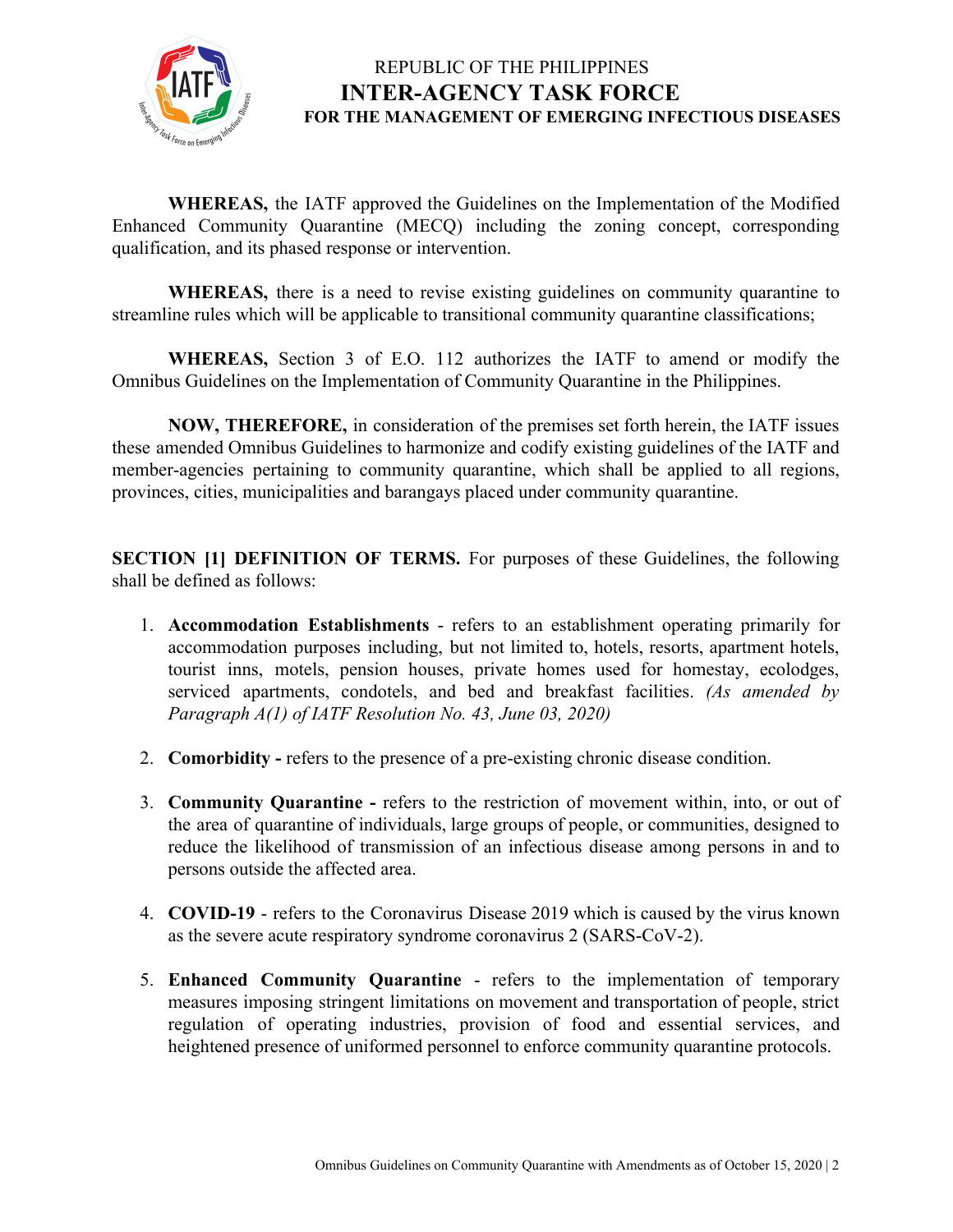**WHEREAS,** the IATF approved the Guidelines on the Implementation of the Modified Enhanced Community Quarantine (MECQ) including the zoning concept, corresponding qualification, and its phased response or intervention.

**WHEREAS,** there is a need to revise existing guidelines on community quarantine to streamline rules which will be applicable to transitional community quarantine classifications;

**WHEREAS,** Section 3 of E.O. 112 authorizes the IATF to amend or modify the Omnibus Guidelines on the Implementation of Community Quarantine in the Philippines.

**NOW, THEREFORE,** in consideration of the premises set forth herein, the IATF issues these amended Omnibus Guidelines to harmonize and codify existing guidelines of the IATF and member-agencies pertaining to community quarantine, which shall be applied to all regions, provinces, cities, municipalities and barangays placed under community quarantine.

**SECTION [1] DEFINITION OF TERMS.** For purposes of these Guidelines, the following shall be defined as follows:

1. **Accommodation Establishments** - refers to an establishment operating primarily for accommodation purposes including, but not limited to, hotels, resorts, apartment hotels, tourist inns, motels, pension houses, private homes used for homestay, ecolodges, serviced apartments, condotels, and bed and breakfast facilities. *(As amended by Paragraph A(1) of IATF Resolution No. 43, June 03, 2020)*

2. **Comorbidity -** refers to the presence of a pre-existing chronic disease condition.

3. **Community Quarantine -** refers to the restriction of movement within, into, or out of the area of quarantine of individuals, large groups of people, or communities, designed to reduce the likelihood of transmission of an infectious disease among persons in and to persons outside the affected area.

4. **COVID-19** - refers to the Coronavirus Disease 2019 which is caused by the virus known as the severe acute respiratory syndrome coronavirus 2 (SARS-CoV-2).

5. **Enhanced Community Quarantine** - refers to the implementation of temporary measures imposing stringent limitations on movement and transportation of people, strict regulation of operating industries, provision of food and essential services, and heightened presence of uniformed personnel to enforce community quarantine protocols.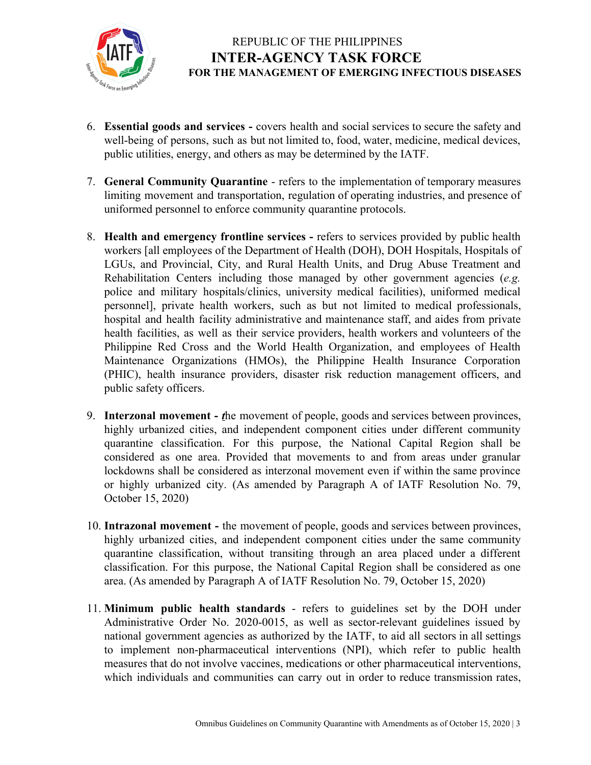6. **Essential goods and services -** covers health and social services to secure the safety and well-being of persons, such as but not limited to, food, water, medicine, medical devices, public utilities, energy, and others as may be determined by the IATF.

7. **General Community Quarantine** - refers to the implementation of temporary measures limiting movement and transportation, regulation of operating industries, and presence of uniformed personnel to enforce community quarantine protocols.

8. **Health and emergency frontline services -** refers to services provided by public health workers [all employees of the Department of Health (DOH), DOH Hospitals, Hospitals of LGUs, and Provincial, City, and Rural Health Units, and Drug Abuse Treatment and Rehabilitation Centers including those managed by other government agencies (*e.g.* police and military hospitals/clinics, university medical facilities), uniformed medical personnel], private health workers, such as but not limited to medical professionals, hospital and health facility administrative and maintenance staff, and aides from private health facilities, as well as their service providers, health workers and volunteers of the Philippine Red Cross and the World Health Organization, and employees of Health Maintenance Organizations (HMOs), the Philippine Health Insurance Corporation (PHIC), health insurance providers, disaster risk reduction management officers, and public safety officers.

9. **Interzonal movement -** ***t***he movement of people, goods and services between provinces, highly urbanized cities, and independent component cities under different community quarantine classification. For this purpose, the National Capital Region shall be considered as one area. Provided that movements to and from areas under granular lockdowns shall be considered as interzonal movement even if within the same province or highly urbanized city. (As amended by Paragraph A of IATF Resolution No. 79, October 15, 2020)

10. **Intrazonal movement -** the movement of people, goods and services between provinces, highly urbanized cities, and independent component cities under the same community quarantine classification, without transiting through an area placed under a different classification. For this purpose, the National Capital Region shall be considered as one area. (As amended by Paragraph A of IATF Resolution No. 79, October 15, 2020)

11. **Minimum public health standards** - refers to guidelines set by the DOH under Administrative Order No. 2020-0015, as well as sector-relevant guidelines issued by national government agencies as authorized by the IATF, to aid all sectors in all settings to implement non-pharmaceutical interventions (NPI), which refer to public health measures that do not involve vaccines, medications or other pharmaceutical interventions, which individuals and communities can carry out in order to reduce transmission rates,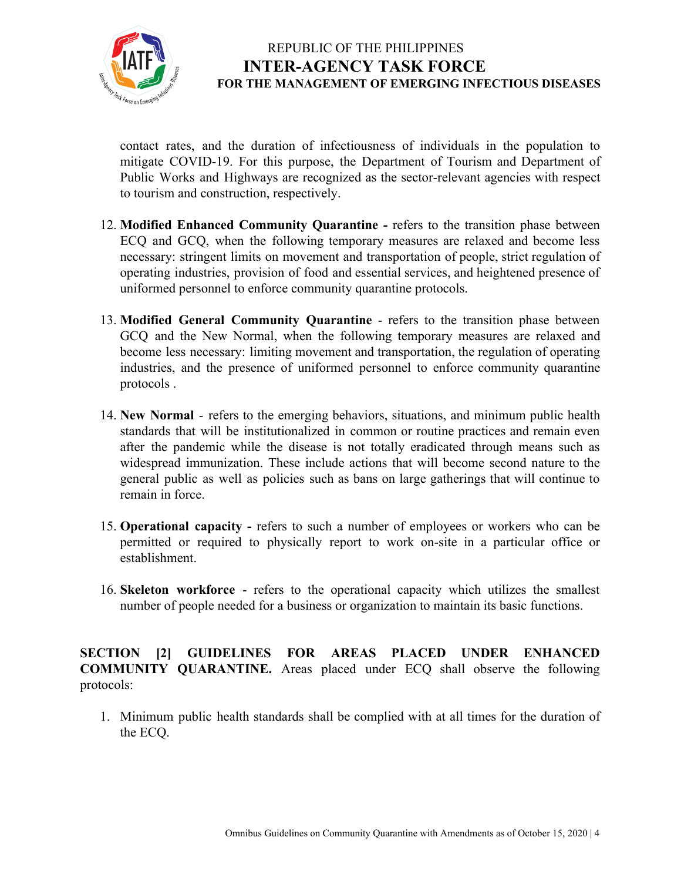contact rates, and the duration of infectiousness of individuals in the population to mitigate COVID-19. For this purpose, the Department of Tourism and Department of Public Works and Highways are recognized as the sector-relevant agencies with respect to tourism and construction, respectively.

12. **Modified Enhanced Community Quarantine -** refers to the transition phase between ECQ and GCQ, when the following temporary measures are relaxed and become less necessary: stringent limits on movement and transportation of people, strict regulation of operating industries, provision of food and essential services, and heightened presence of uniformed personnel to enforce community quarantine protocols.

13. **Modified General Community Quarantine** - refers to the transition phase between GCQ and the New Normal, when the following temporary measures are relaxed and become less necessary: limiting movement and transportation, the regulation of operating industries, and the presence of uniformed personnel to enforce community quarantine protocols .

14. **New Normal** - refers to the emerging behaviors, situations, and minimum public health standards that will be institutionalized in common or routine practices and remain even after the pandemic while the disease is not totally eradicated through means such as widespread immunization. These include actions that will become second nature to the general public as well as policies such as bans on large gatherings that will continue to remain in force.

15. **Operational capacity -** refers to such a number of employees or workers who can be permitted or required to physically report to work on-site in a particular office or establishment.

16. **Skeleton workforce** - refers to the operational capacity which utilizes the smallest number of people needed for a business or organization to maintain its basic functions.

**SECTION [2] GUIDELINES FOR AREAS PLACED UNDER ENHANCED COMMUNITY QUARANTINE.** Areas placed under ECQ shall observe the following protocols:

1. Minimum public health standards shall be complied with at all times for the duration of the ECQ.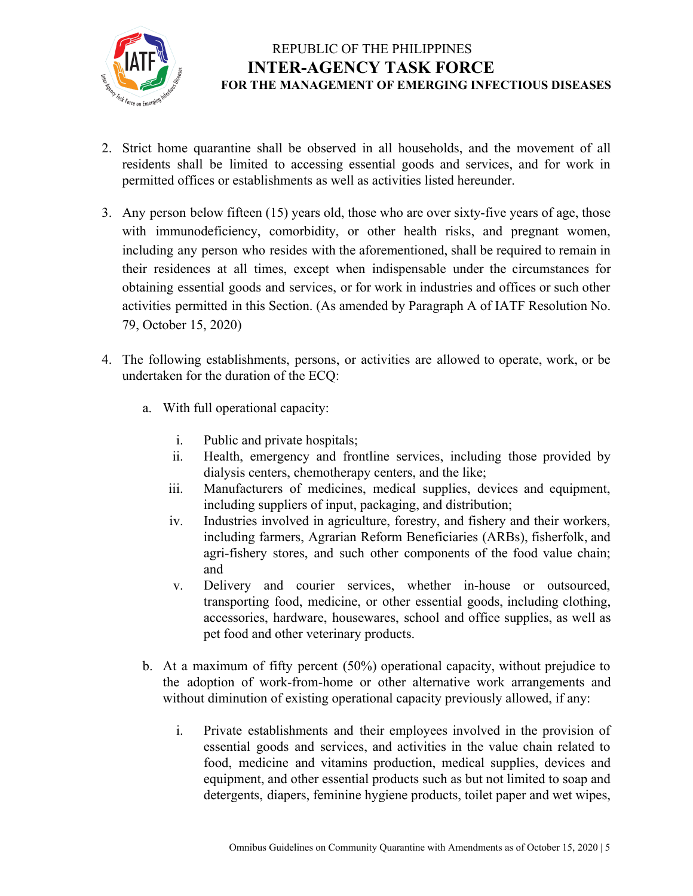2. Strict home quarantine shall be observed in all households, and the movement of all residents shall be limited to accessing essential goods and services, and for work in permitted offices or establishments as well as activities listed hereunder.

3. Any person below fifteen (15) years old, those who are over sixty-five years of age, those with immunodeficiency, comorbidity, or other health risks, and pregnant women, including any person who resides with the aforementioned, shall be required to remain in their residences at all times, except when indispensable under the circumstances for obtaining essential goods and services, or for work in industries and offices or such other activities permitted in this Section. (As amended by Paragraph A of IATF Resolution No. 79, October 15, 2020)

4. The following establishments, persons, or activities are allowed to operate, work, or be undertaken for the duration of the ECQ:

   a. With full operational capacity:

      i. Public and private hospitals;
      ii. Health, emergency and frontline services, including those provided by dialysis centers, chemotherapy centers, and the like;
      iii. Manufacturers of medicines, medical supplies, devices and equipment, including suppliers of input, packaging, and distribution;
      iv. Industries involved in agriculture, forestry, and fishery and their workers, including farmers, Agrarian Reform Beneficiaries (ARBs), fisherfolk, and agri-fishery stores, and such other components of the food value chain; and
      v. Delivery and courier services, whether in-house or outsourced, transporting food, medicine, or other essential goods, including clothing, accessories, hardware, housewares, school and office supplies, as well as pet food and other veterinary products.

   b. At a maximum of fifty percent (50%) operational capacity, without prejudice to the adoption of work-from-home or other alternative work arrangements and without diminution of existing operational capacity previously allowed, if any:

      i. Private establishments and their employees involved in the provision of essential goods and services, and activities in the value chain related to food, medicine and vitamins production, medical supplies, devices and equipment, and other essential products such as but not limited to soap and detergents, diapers, feminine hygiene products, toilet paper and wet wipes,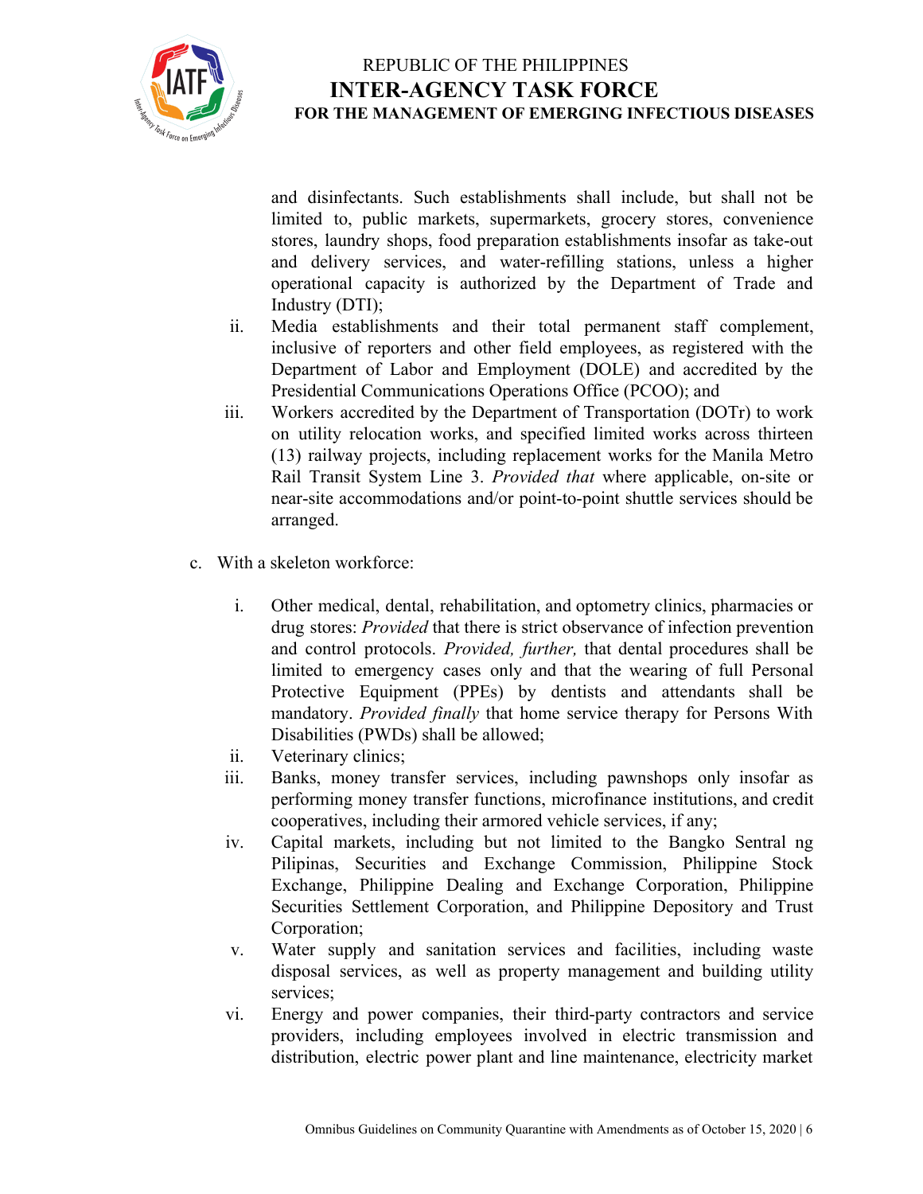and disinfectants. Such establishments shall include, but shall not be limited to, public markets, supermarkets, grocery stores, convenience stores, laundry shops, food preparation establishments insofar as take-out and delivery services, and water-refilling stations, unless a higher operational capacity is authorized by the Department of Trade and Industry (DTI);

ii. Media establishments and their total permanent staff complement, inclusive of reporters and other field employees, as registered with the Department of Labor and Employment (DOLE) and accredited by the Presidential Communications Operations Office (PCOO); and

iii. Workers accredited by the Department of Transportation (DOTr) to work on utility relocation works, and specified limited works across thirteen (13) railway projects, including replacement works for the Manila Metro Rail Transit System Line 3. *Provided that* where applicable, on-site or near-site accommodations and/or point-to-point shuttle services should be arranged.

c. With a skeleton workforce:

i. Other medical, dental, rehabilitation, and optometry clinics, pharmacies or drug stores: *Provided* that there is strict observance of infection prevention and control protocols. *Provided, further,* that dental procedures shall be limited to emergency cases only and that the wearing of full Personal Protective Equipment (PPEs) by dentists and attendants shall be mandatory. *Provided finally* that home service therapy for Persons With Disabilities (PWDs) shall be allowed;

ii. Veterinary clinics;

iii. Banks, money transfer services, including pawnshops only insofar as performing money transfer functions, microfinance institutions, and credit cooperatives, including their armored vehicle services, if any;

iv. Capital markets, including but not limited to the Bangko Sentral ng Pilipinas, Securities and Exchange Commission, Philippine Stock Exchange, Philippine Dealing and Exchange Corporation, Philippine Securities Settlement Corporation, and Philippine Depository and Trust Corporation;

v. Water supply and sanitation services and facilities, including waste disposal services, as well as property management and building utility services;

vi. Energy and power companies, their third-party contractors and service providers, including employees involved in electric transmission and distribution, electric power plant and line maintenance, electricity market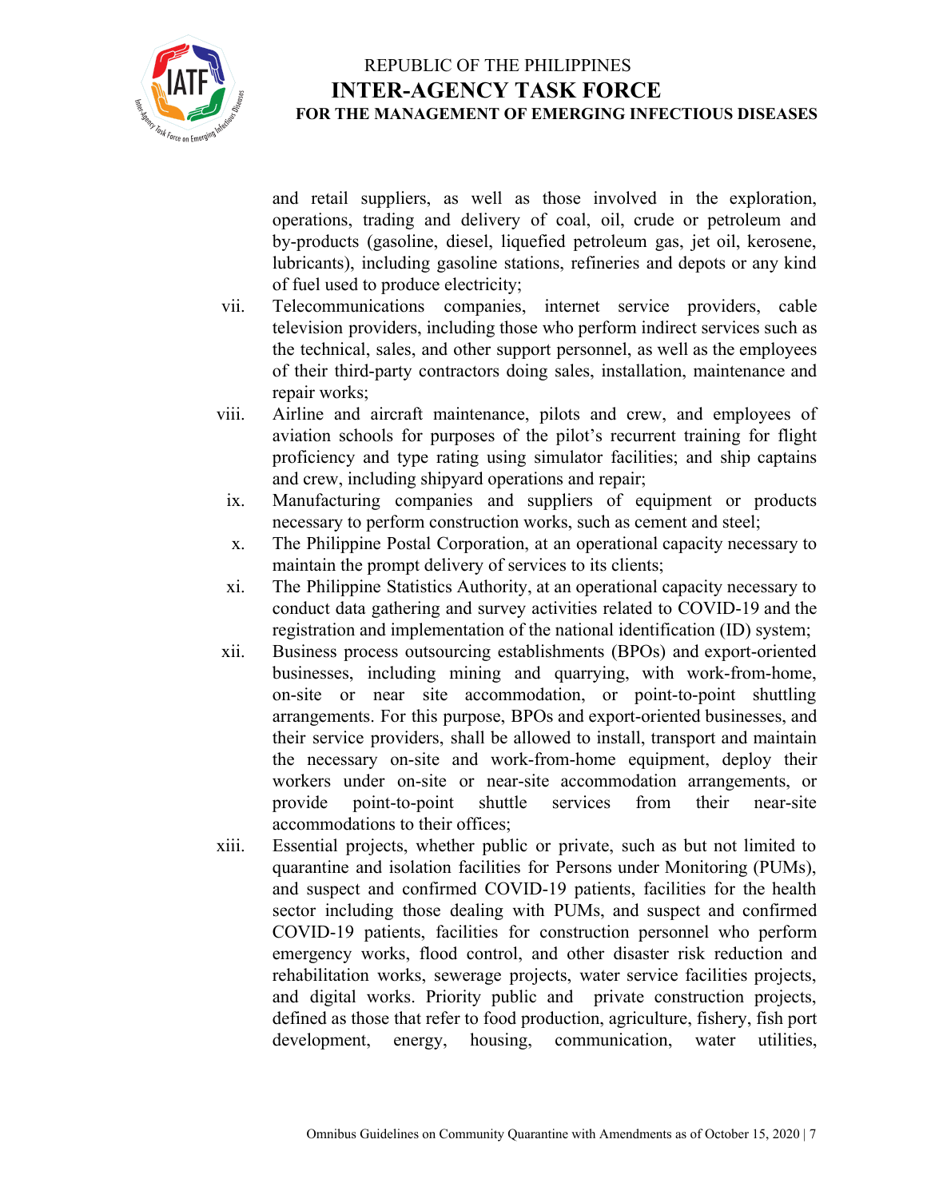and retail suppliers, as well as those involved in the exploration, operations, trading and delivery of coal, oil, crude or petroleum and by-products (gasoline, diesel, liquefied petroleum gas, jet oil, kerosene, lubricants), including gasoline stations, refineries and depots or any kind of fuel used to produce electricity;

vii. Telecommunications companies, internet service providers, cable television providers, including those who perform indirect services such as the technical, sales, and other support personnel, as well as the employees of their third-party contractors doing sales, installation, maintenance and repair works;

viii. Airline and aircraft maintenance, pilots and crew, and employees of aviation schools for purposes of the pilot's recurrent training for flight proficiency and type rating using simulator facilities; and ship captains and crew, including shipyard operations and repair;

ix. Manufacturing companies and suppliers of equipment or products necessary to perform construction works, such as cement and steel;

x. The Philippine Postal Corporation, at an operational capacity necessary to maintain the prompt delivery of services to its clients;

xi. The Philippine Statistics Authority, at an operational capacity necessary to conduct data gathering and survey activities related to COVID-19 and the registration and implementation of the national identification (ID) system;

xii. Business process outsourcing establishments (BPOs) and export-oriented businesses, including mining and quarrying, with work-from-home, on-site or near site accommodation, or point-to-point shuttling arrangements. For this purpose, BPOs and export-oriented businesses, and their service providers, shall be allowed to install, transport and maintain the necessary on-site and work-from-home equipment, deploy their workers under on-site or near-site accommodation arrangements, or provide point-to-point shuttle services from their near-site accommodations to their offices;

xiii. Essential projects, whether public or private, such as but not limited to quarantine and isolation facilities for Persons under Monitoring (PUMs), and suspect and confirmed COVID-19 patients, facilities for the health sector including those dealing with PUMs, and suspect and confirmed COVID-19 patients, facilities for construction personnel who perform emergency works, flood control, and other disaster risk reduction and rehabilitation works, sewerage projects, water service facilities projects, and digital works. Priority public and private construction projects, defined as those that refer to food production, agriculture, fishery, fish port development, energy, housing, communication, water utilities,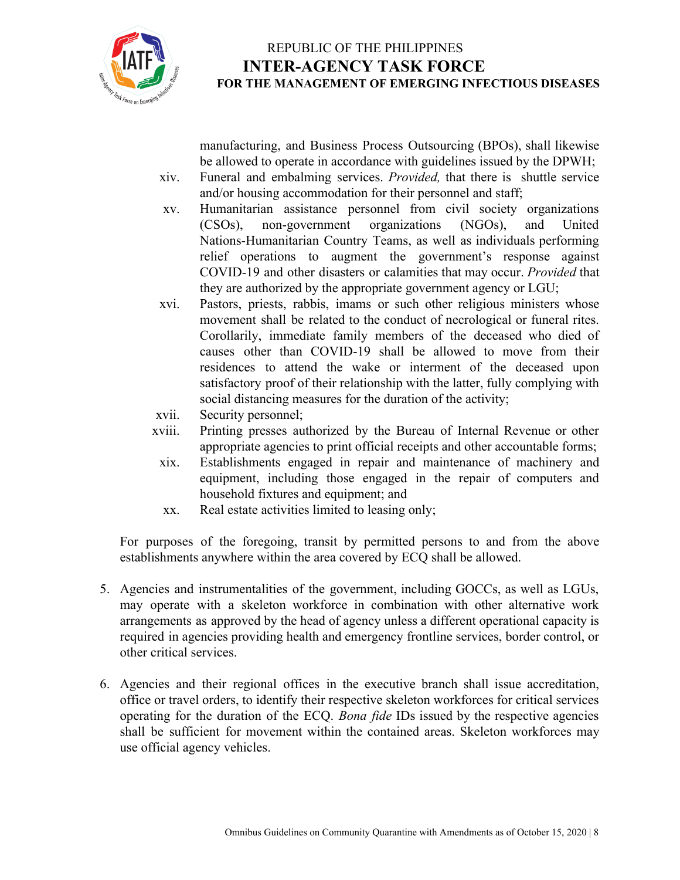manufacturing, and Business Process Outsourcing (BPOs), shall likewise be allowed to operate in accordance with guidelines issued by the DPWH;

xiv. Funeral and embalming services. *Provided,* that there is shuttle service and/or housing accommodation for their personnel and staff;

xv. Humanitarian assistance personnel from civil society organizations (CSOs), non-government organizations (NGOs), and United Nations-Humanitarian Country Teams, as well as individuals performing relief operations to augment the government's response against COVID-19 and other disasters or calamities that may occur. *Provided* that they are authorized by the appropriate government agency or LGU;

xvi. Pastors, priests, rabbis, imams or such other religious ministers whose movement shall be related to the conduct of necrological or funeral rites. Corollarily, immediate family members of the deceased who died of causes other than COVID-19 shall be allowed to move from their residences to attend the wake or interment of the deceased upon satisfactory proof of their relationship with the latter, fully complying with social distancing measures for the duration of the activity;

xvii. Security personnel;

xviii. Printing presses authorized by the Bureau of Internal Revenue or other appropriate agencies to print official receipts and other accountable forms;

xix. Establishments engaged in repair and maintenance of machinery and equipment, including those engaged in the repair of computers and household fixtures and equipment; and

xx. Real estate activities limited to leasing only;

For purposes of the foregoing, transit by permitted persons to and from the above establishments anywhere within the area covered by ECQ shall be allowed.

5. Agencies and instrumentalities of the government, including GOCCs, as well as LGUs, may operate with a skeleton workforce in combination with other alternative work arrangements as approved by the head of agency unless a different operational capacity is required in agencies providing health and emergency frontline services, border control, or other critical services.

6. Agencies and their regional offices in the executive branch shall issue accreditation, office or travel orders, to identify their respective skeleton workforces for critical services operating for the duration of the ECQ. *Bona fide* IDs issued by the respective agencies shall be sufficient for movement within the contained areas. Skeleton workforces may use official agency vehicles.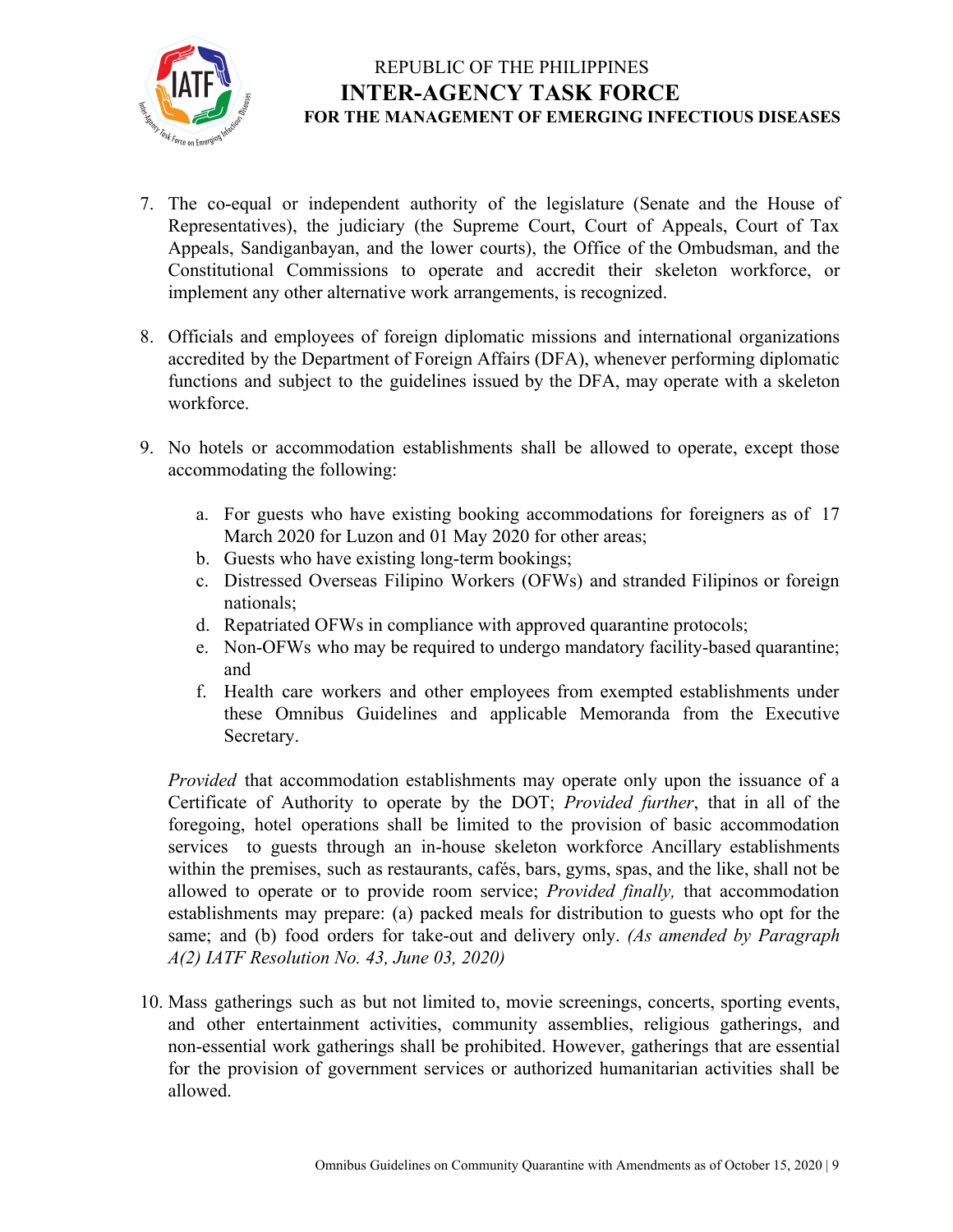7. The co-equal or independent authority of the legislature (Senate and the House of Representatives), the judiciary (the Supreme Court, Court of Appeals, Court of Tax Appeals, Sandiganbayan, and the lower courts), the Office of the Ombudsman, and the Constitutional Commissions to operate and accredit their skeleton workforce, or implement any other alternative work arrangements, is recognized.

8. Officials and employees of foreign diplomatic missions and international organizations accredited by the Department of Foreign Affairs (DFA), whenever performing diplomatic functions and subject to the guidelines issued by the DFA, may operate with a skeleton workforce.

9. No hotels or accommodation establishments shall be allowed to operate, except those accommodating the following:

   a. For guests who have existing booking accommodations for foreigners as of 17 March 2020 for Luzon and 01 May 2020 for other areas;
   b. Guests who have existing long-term bookings;
   c. Distressed Overseas Filipino Workers (OFWs) and stranded Filipinos or foreign nationals;
   d. Repatriated OFWs in compliance with approved quarantine protocols;
   e. Non-OFWs who may be required to undergo mandatory facility-based quarantine; and
   f. Health care workers and other employees from exempted establishments under these Omnibus Guidelines and applicable Memoranda from the Executive Secretary.

   *Provided* that accommodation establishments may operate only upon the issuance of a Certificate of Authority to operate by the DOT; *Provided further*, that in all of the foregoing, hotel operations shall be limited to the provision of basic accommodation services to guests through an in-house skeleton workforce Ancillary establishments within the premises, such as restaurants, cafés, bars, gyms, spas, and the like, shall not be allowed to operate or to provide room service; *Provided finally,* that accommodation establishments may prepare: (a) packed meals for distribution to guests who opt for the same; and (b) food orders for take-out and delivery only. *(As amended by Paragraph A(2) IATF Resolution No. 43, June 03, 2020)*

10. Mass gatherings such as but not limited to, movie screenings, concerts, sporting events, and other entertainment activities, community assemblies, religious gatherings, and non-essential work gatherings shall be prohibited. However, gatherings that are essential for the provision of government services or authorized humanitarian activities shall be allowed.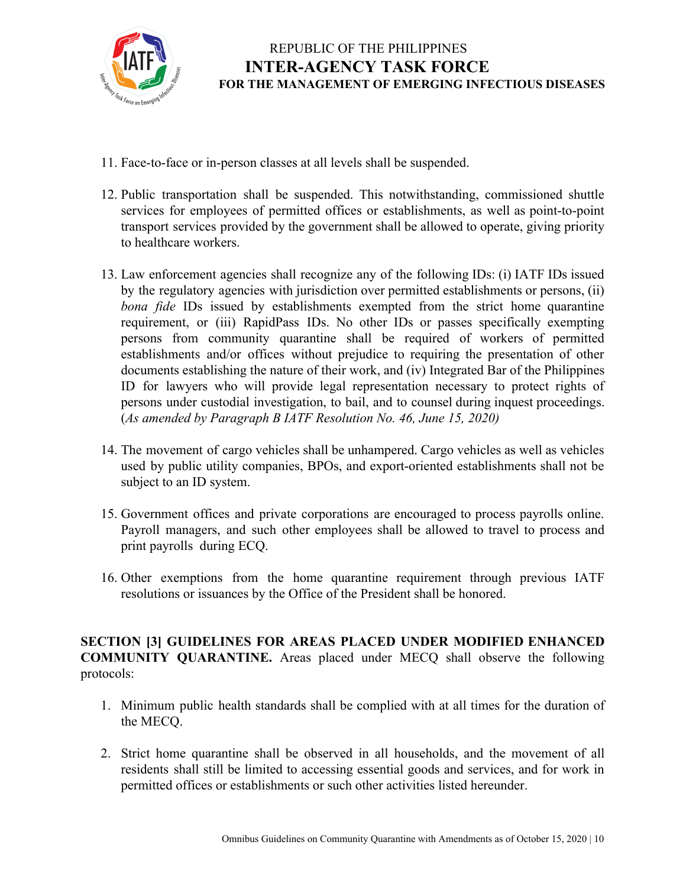11. Face-to-face or in-person classes at all levels shall be suspended.

12. Public transportation shall be suspended. This notwithstanding, commissioned shuttle services for employees of permitted offices or establishments, as well as point-to-point transport services provided by the government shall be allowed to operate, giving priority to healthcare workers.

13. Law enforcement agencies shall recognize any of the following IDs: (i) IATF IDs issued by the regulatory agencies with jurisdiction over permitted establishments or persons, (ii) *bona fide* IDs issued by establishments exempted from the strict home quarantine requirement, or (iii) RapidPass IDs. No other IDs or passes specifically exempting persons from community quarantine shall be required of workers of permitted establishments and/or offices without prejudice to requiring the presentation of other documents establishing the nature of their work, and (iv) Integrated Bar of the Philippines ID for lawyers who will provide legal representation necessary to protect rights of persons under custodial investigation, to bail, and to counsel during inquest proceedings. (*As amended by Paragraph B IATF Resolution No. 46, June 15, 2020)*

14. The movement of cargo vehicles shall be unhampered. Cargo vehicles as well as vehicles used by public utility companies, BPOs, and export-oriented establishments shall not be subject to an ID system.

15. Government offices and private corporations are encouraged to process payrolls online. Payroll managers, and such other employees shall be allowed to travel to process and print payrolls during ECQ.

16. Other exemptions from the home quarantine requirement through previous IATF resolutions or issuances by the Office of the President shall be honored.

**SECTION [3] GUIDELINES FOR AREAS PLACED UNDER MODIFIED ENHANCED COMMUNITY QUARANTINE.** Areas placed under MECQ shall observe the following protocols:

1. Minimum public health standards shall be complied with at all times for the duration of the MECQ.

2. Strict home quarantine shall be observed in all households, and the movement of all residents shall still be limited to accessing essential goods and services, and for work in permitted offices or establishments or such other activities listed hereunder.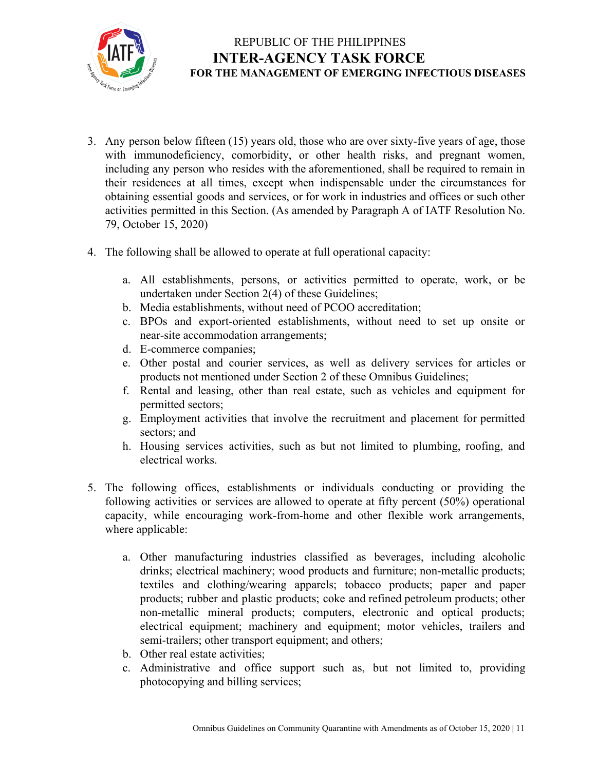3. Any person below fifteen (15) years old, those who are over sixty-five years of age, those with immunodeficiency, comorbidity, or other health risks, and pregnant women, including any person who resides with the aforementioned, shall be required to remain in their residences at all times, except when indispensable under the circumstances for obtaining essential goods and services, or for work in industries and offices or such other activities permitted in this Section. (As amended by Paragraph A of IATF Resolution No. 79, October 15, 2020)

4. The following shall be allowed to operate at full operational capacity:

    a. All establishments, persons, or activities permitted to operate, work, or be undertaken under Section 2(4) of these Guidelines;
    b. Media establishments, without need of PCOO accreditation;
    c. BPOs and export-oriented establishments, without need to set up onsite or near-site accommodation arrangements;
    d. E-commerce companies;
    e. Other postal and courier services, as well as delivery services for articles or products not mentioned under Section 2 of these Omnibus Guidelines;
    f. Rental and leasing, other than real estate, such as vehicles and equipment for permitted sectors;
    g. Employment activities that involve the recruitment and placement for permitted sectors; and
    h. Housing services activities, such as but not limited to plumbing, roofing, and electrical works.

5. The following offices, establishments or individuals conducting or providing the following activities or services are allowed to operate at fifty percent (50%) operational capacity, while encouraging work-from-home and other flexible work arrangements, where applicable:

    a. Other manufacturing industries classified as beverages, including alcoholic drinks; electrical machinery; wood products and furniture; non-metallic products; textiles and clothing/wearing apparels; tobacco products; paper and paper products; rubber and plastic products; coke and refined petroleum products; other non-metallic mineral products; computers, electronic and optical products; electrical equipment; machinery and equipment; motor vehicles, trailers and semi-trailers; other transport equipment; and others;
    b. Other real estate activities;
    c. Administrative and office support such as, but not limited to, providing photocopying and billing services;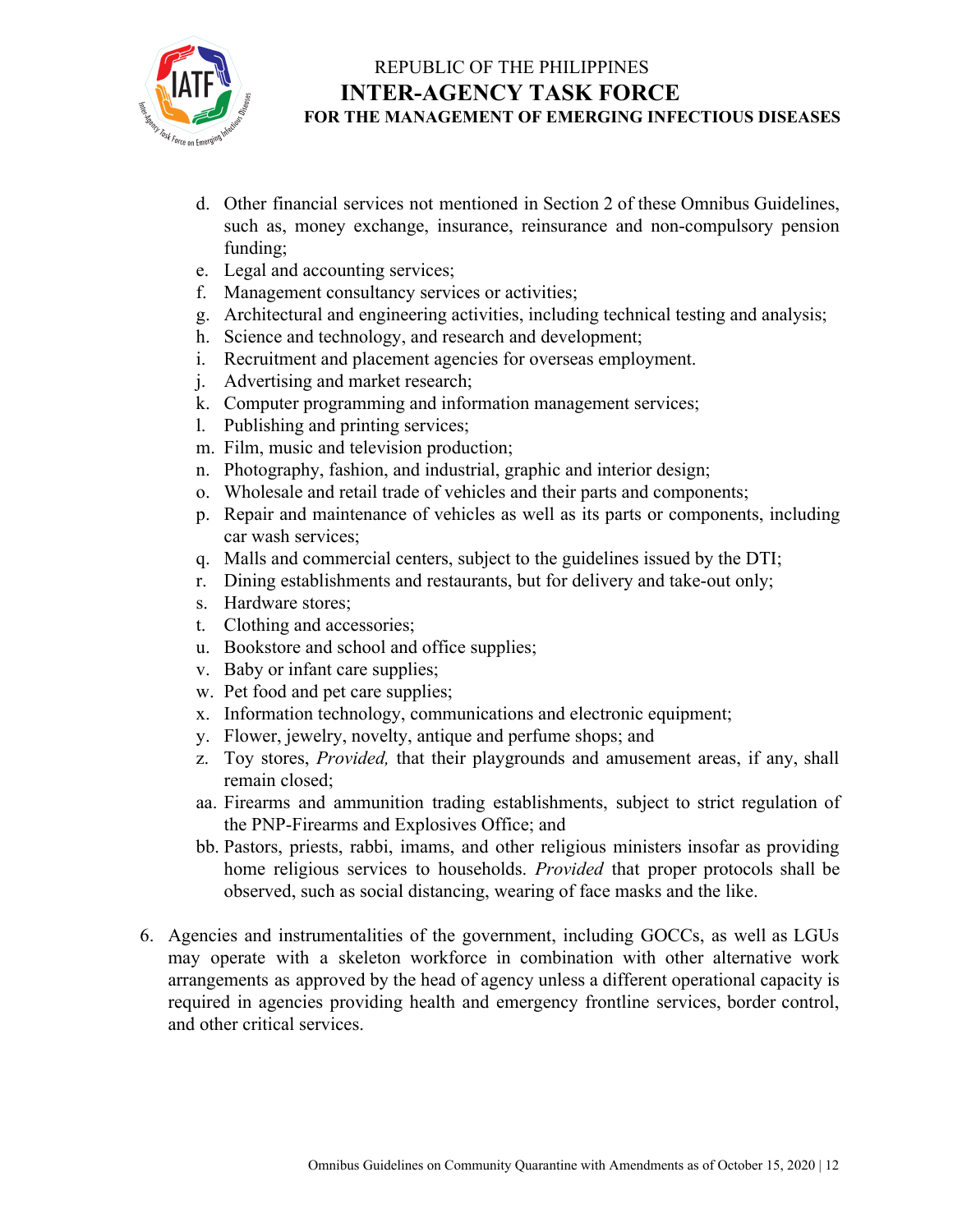d. Other financial services not mentioned in Section 2 of these Omnibus Guidelines, such as, money exchange, insurance, reinsurance and non-compulsory pension funding;
e. Legal and accounting services;
f. Management consultancy services or activities;
g. Architectural and engineering activities, including technical testing and analysis;
h. Science and technology, and research and development;
i. Recruitment and placement agencies for overseas employment.
j. Advertising and market research;
k. Computer programming and information management services;
l. Publishing and printing services;
m. Film, music and television production;
n. Photography, fashion, and industrial, graphic and interior design;
o. Wholesale and retail trade of vehicles and their parts and components;
p. Repair and maintenance of vehicles as well as its parts or components, including car wash services;
q. Malls and commercial centers, subject to the guidelines issued by the DTI;
r. Dining establishments and restaurants, but for delivery and take-out only;
s. Hardware stores;
t. Clothing and accessories;
u. Bookstore and school and office supplies;
v. Baby or infant care supplies;
w. Pet food and pet care supplies;
x. Information technology, communications and electronic equipment;
y. Flower, jewelry, novelty, antique and perfume shops; and
z. Toy stores, *Provided,* that their playgrounds and amusement areas, if any, shall remain closed;
aa. Firearms and ammunition trading establishments, subject to strict regulation of the PNP-Firearms and Explosives Office; and
bb. Pastors, priests, rabbi, imams, and other religious ministers insofar as providing home religious services to households. *Provided* that proper protocols shall be observed, such as social distancing, wearing of face masks and the like.

6. Agencies and instrumentalities of the government, including GOCCs, as well as LGUs may operate with a skeleton workforce in combination with other alternative work arrangements as approved by the head of agency unless a different operational capacity is required in agencies providing health and emergency frontline services, border control, and other critical services.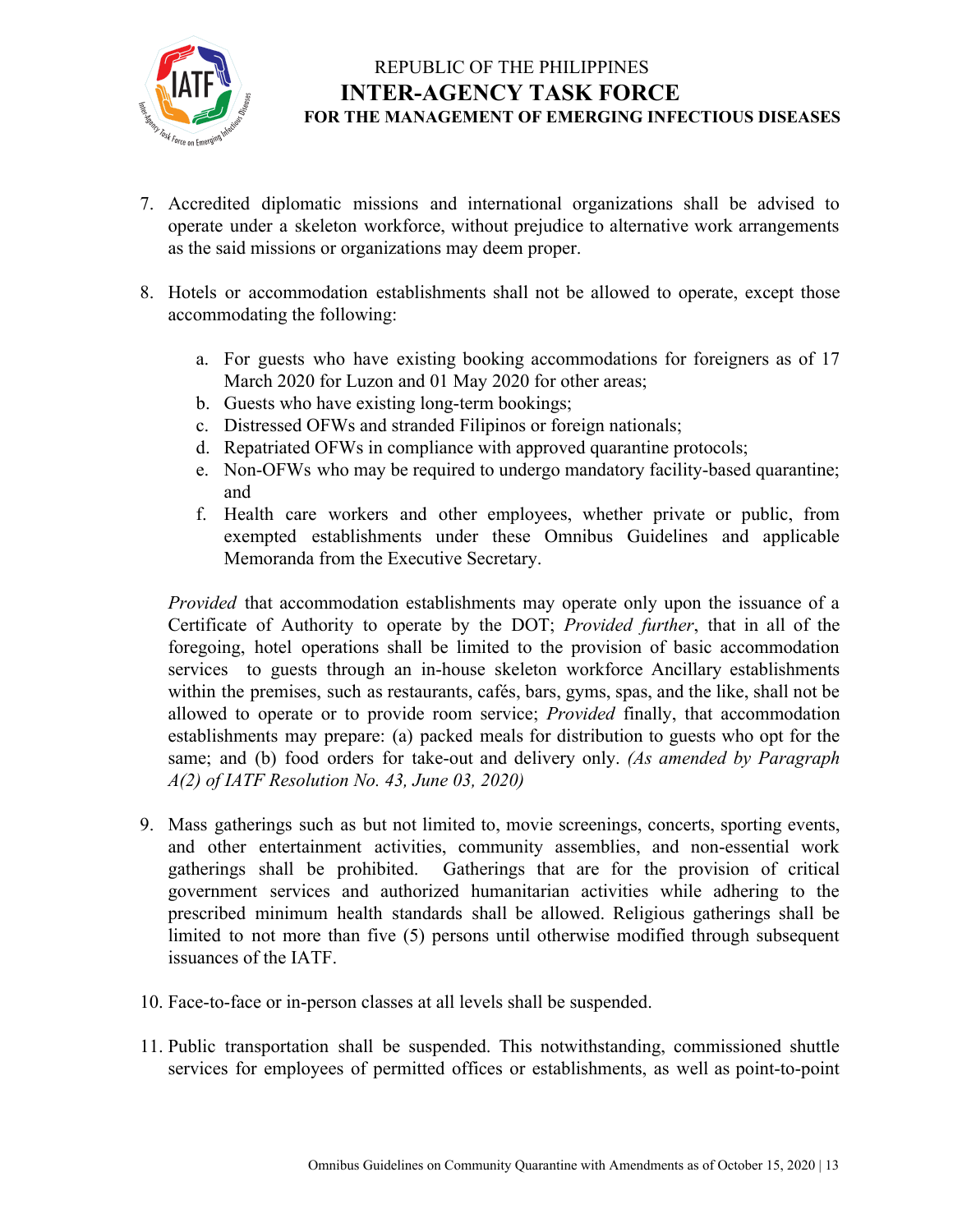7. Accredited diplomatic missions and international organizations shall be advised to operate under a skeleton workforce, without prejudice to alternative work arrangements as the said missions or organizations may deem proper.

8. Hotels or accommodation establishments shall not be allowed to operate, except those accommodating the following:

   a. For guests who have existing booking accommodations for foreigners as of 17 March 2020 for Luzon and 01 May 2020 for other areas;
   b. Guests who have existing long-term bookings;
   c. Distressed OFWs and stranded Filipinos or foreign nationals;
   d. Repatriated OFWs in compliance with approved quarantine protocols;
   e. Non-OFWs who may be required to undergo mandatory facility-based quarantine; and
   f. Health care workers and other employees, whether private or public, from exempted establishments under these Omnibus Guidelines and applicable Memoranda from the Executive Secretary.

   *Provided* that accommodation establishments may operate only upon the issuance of a Certificate of Authority to operate by the DOT; *Provided further*, that in all of the foregoing, hotel operations shall be limited to the provision of basic accommodation services to guests through an in-house skeleton workforce Ancillary establishments within the premises, such as restaurants, cafés, bars, gyms, spas, and the like, shall not be allowed to operate or to provide room service; *Provided* finally, that accommodation establishments may prepare: (a) packed meals for distribution to guests who opt for the same; and (b) food orders for take-out and delivery only. *(As amended by Paragraph A(2) of IATF Resolution No. 43, June 03, 2020)*

9. Mass gatherings such as but not limited to, movie screenings, concerts, sporting events, and other entertainment activities, community assemblies, and non-essential work gatherings shall be prohibited. Gatherings that are for the provision of critical government services and authorized humanitarian activities while adhering to the prescribed minimum health standards shall be allowed. Religious gatherings shall be limited to not more than five (5) persons until otherwise modified through subsequent issuances of the IATF.

10. Face-to-face or in-person classes at all levels shall be suspended.

11. Public transportation shall be suspended. This notwithstanding, commissioned shuttle services for employees of permitted offices or establishments, as well as point-to-point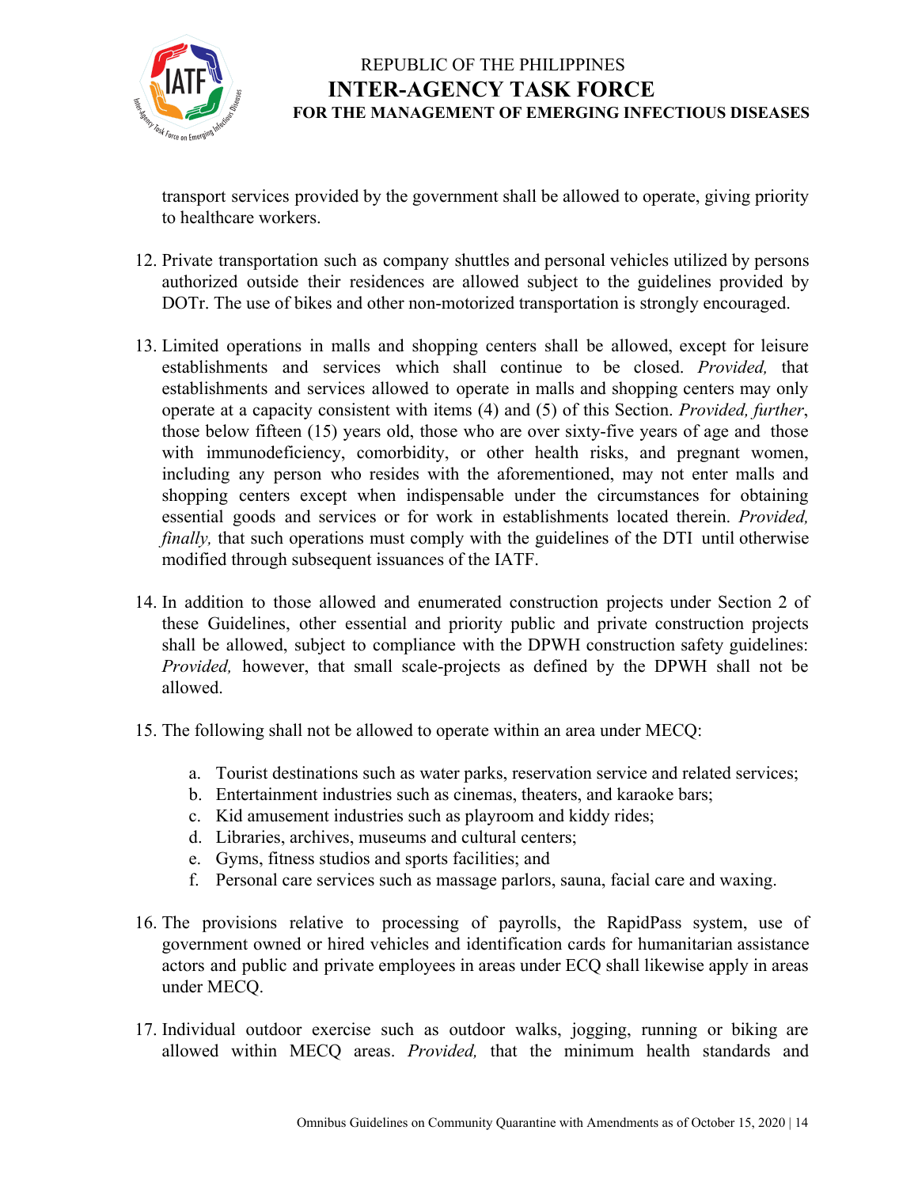transport services provided by the government shall be allowed to operate, giving priority to healthcare workers.

12. Private transportation such as company shuttles and personal vehicles utilized by persons authorized outside their residences are allowed subject to the guidelines provided by DOTr. The use of bikes and other non-motorized transportation is strongly encouraged.

13. Limited operations in malls and shopping centers shall be allowed, except for leisure establishments and services which shall continue to be closed. *Provided,* that establishments and services allowed to operate in malls and shopping centers may only operate at a capacity consistent with items (4) and (5) of this Section. *Provided, further*, those below fifteen (15) years old, those who are over sixty-five years of age and those with immunodeficiency, comorbidity, or other health risks, and pregnant women, including any person who resides with the aforementioned, may not enter malls and shopping centers except when indispensable under the circumstances for obtaining essential goods and services or for work in establishments located therein. *Provided, finally,* that such operations must comply with the guidelines of the DTI until otherwise modified through subsequent issuances of the IATF.

14. In addition to those allowed and enumerated construction projects under Section 2 of these Guidelines, other essential and priority public and private construction projects shall be allowed, subject to compliance with the DPWH construction safety guidelines: *Provided,* however, that small scale-projects as defined by the DPWH shall not be allowed.

15. The following shall not be allowed to operate within an area under MECQ:

    a. Tourist destinations such as water parks, reservation service and related services;
    b. Entertainment industries such as cinemas, theaters, and karaoke bars;
    c. Kid amusement industries such as playroom and kiddy rides;
    d. Libraries, archives, museums and cultural centers;
    e. Gyms, fitness studios and sports facilities; and
    f. Personal care services such as massage parlors, sauna, facial care and waxing.

16. The provisions relative to processing of payrolls, the RapidPass system, use of government owned or hired vehicles and identification cards for humanitarian assistance actors and public and private employees in areas under ECQ shall likewise apply in areas under MECQ.

17. Individual outdoor exercise such as outdoor walks, jogging, running or biking are allowed within MECQ areas. *Provided,* that the minimum health standards and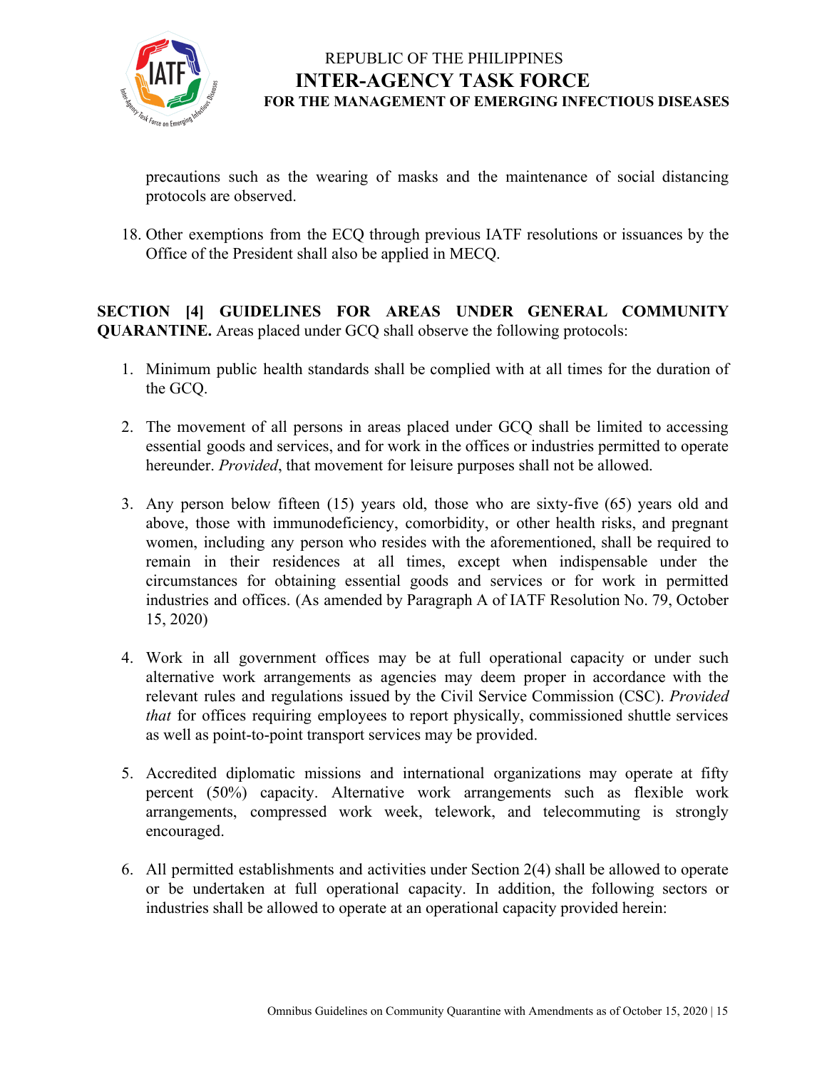precautions such as the wearing of masks and the maintenance of social distancing protocols are observed.

18. Other exemptions from the ECQ through previous IATF resolutions or issuances by the Office of the President shall also be applied in MECQ.

**SECTION [4] GUIDELINES FOR AREAS UNDER GENERAL COMMUNITY QUARANTINE.** Areas placed under GCQ shall observe the following protocols:

1. Minimum public health standards shall be complied with at all times for the duration of the GCQ.

2. The movement of all persons in areas placed under GCQ shall be limited to accessing essential goods and services, and for work in the offices or industries permitted to operate hereunder. *Provided*, that movement for leisure purposes shall not be allowed.

3. Any person below fifteen (15) years old, those who are sixty-five (65) years old and above, those with immunodeficiency, comorbidity, or other health risks, and pregnant women, including any person who resides with the aforementioned, shall be required to remain in their residences at all times, except when indispensable under the circumstances for obtaining essential goods and services or for work in permitted industries and offices. (As amended by Paragraph A of IATF Resolution No. 79, October 15, 2020)

4. Work in all government offices may be at full operational capacity or under such alternative work arrangements as agencies may deem proper in accordance with the relevant rules and regulations issued by the Civil Service Commission (CSC). *Provided that* for offices requiring employees to report physically, commissioned shuttle services as well as point-to-point transport services may be provided.

5. Accredited diplomatic missions and international organizations may operate at fifty percent (50%) capacity. Alternative work arrangements such as flexible work arrangements, compressed work week, telework, and telecommuting is strongly encouraged.

6. All permitted establishments and activities under Section 2(4) shall be allowed to operate or be undertaken at full operational capacity. In addition, the following sectors or industries shall be allowed to operate at an operational capacity provided herein: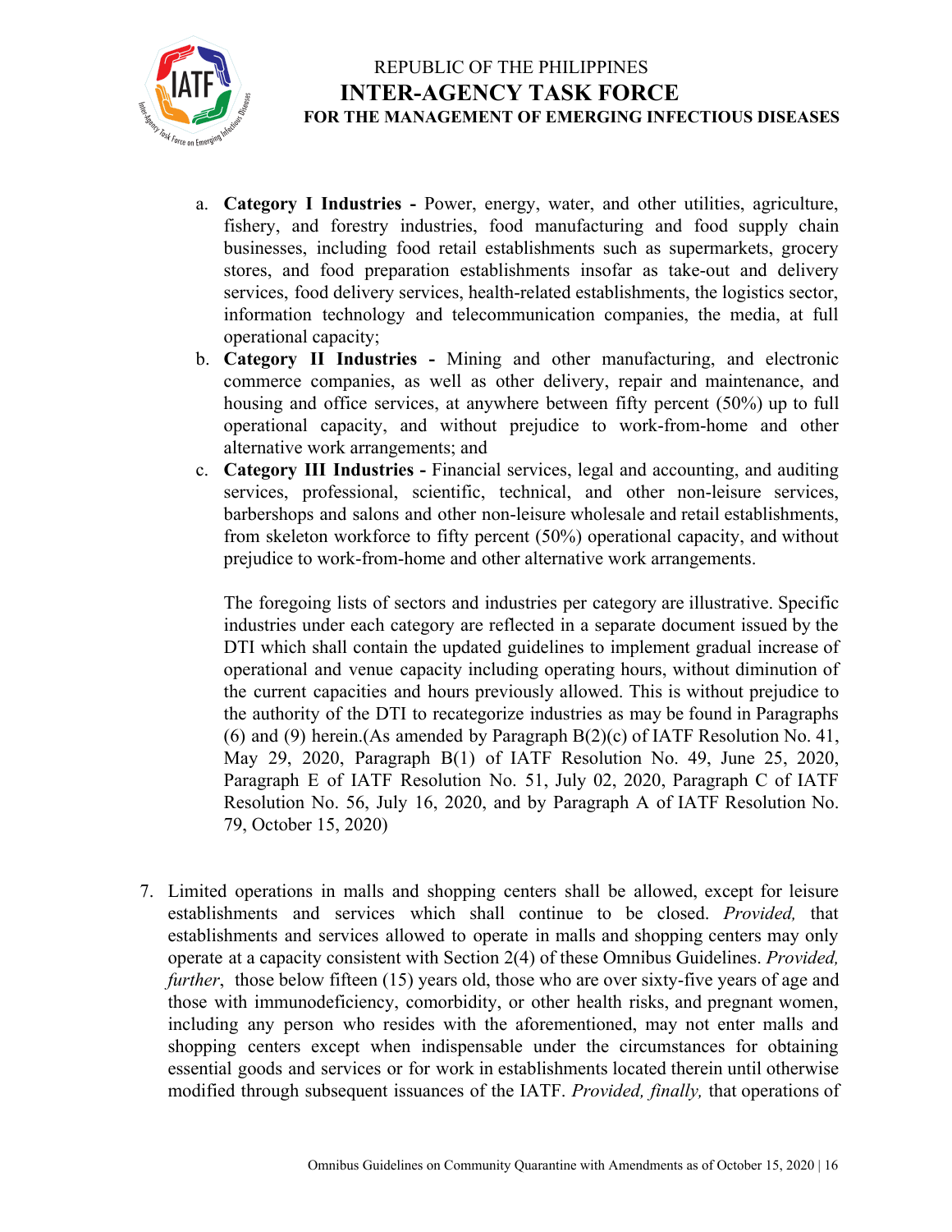a. **Category I Industries -** Power, energy, water, and other utilities, agriculture, fishery, and forestry industries, food manufacturing and food supply chain businesses, including food retail establishments such as supermarkets, grocery stores, and food preparation establishments insofar as take-out and delivery services, food delivery services, health-related establishments, the logistics sector, information technology and telecommunication companies, the media, at full operational capacity;
b. **Category II Industries -** Mining and other manufacturing, and electronic commerce companies, as well as other delivery, repair and maintenance, and housing and office services, at anywhere between fifty percent (50%) up to full operational capacity, and without prejudice to work-from-home and other alternative work arrangements; and
c. **Category III Industries -** Financial services, legal and accounting, and auditing services, professional, scientific, technical, and other non-leisure services, barbershops and salons and other non-leisure wholesale and retail establishments, from skeleton workforce to fifty percent (50%) operational capacity, and without prejudice to work-from-home and other alternative work arrangements.

   The foregoing lists of sectors and industries per category are illustrative. Specific industries under each category are reflected in a separate document issued by the DTI which shall contain the updated guidelines to implement gradual increase of operational and venue capacity including operating hours, without diminution of the current capacities and hours previously allowed. This is without prejudice to the authority of the DTI to recategorize industries as may be found in Paragraphs (6) and (9) herein.(As amended by Paragraph B(2)(c) of IATF Resolution No. 41, May 29, 2020, Paragraph B(1) of IATF Resolution No. 49, June 25, 2020, Paragraph E of IATF Resolution No. 51, July 02, 2020, Paragraph C of IATF Resolution No. 56, July 16, 2020, and by Paragraph A of IATF Resolution No. 79, October 15, 2020)

7. Limited operations in malls and shopping centers shall be allowed, except for leisure establishments and services which shall continue to be closed. *Provided,* that establishments and services allowed to operate in malls and shopping centers may only operate at a capacity consistent with Section 2(4) of these Omnibus Guidelines. *Provided, further*, those below fifteen (15) years old, those who are over sixty-five years of age and those with immunodeficiency, comorbidity, or other health risks, and pregnant women, including any person who resides with the aforementioned, may not enter malls and shopping centers except when indispensable under the circumstances for obtaining essential goods and services or for work in establishments located therein until otherwise modified through subsequent issuances of the IATF. *Provided, finally,* that operations of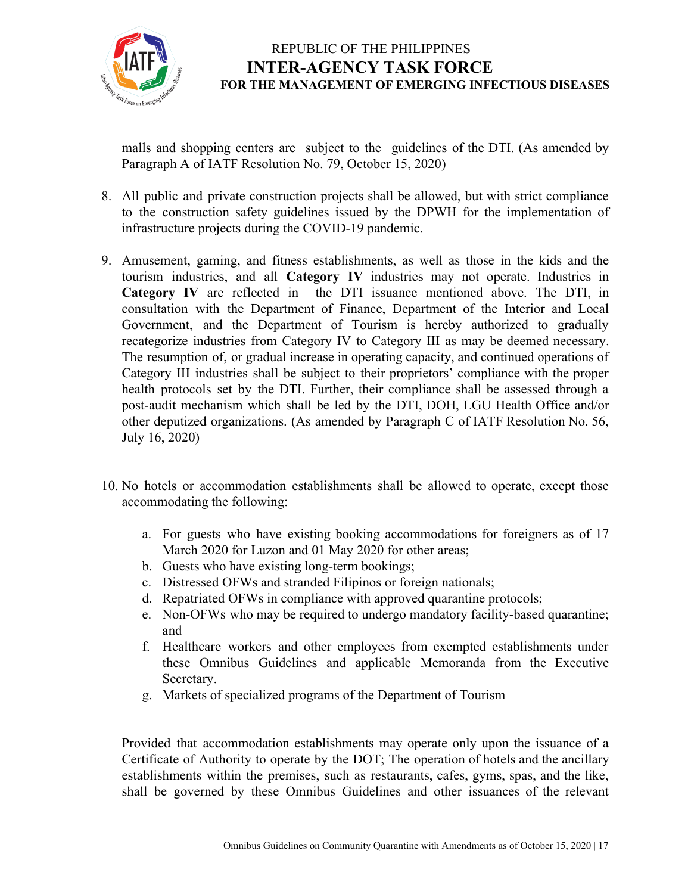malls and shopping centers are subject to the guidelines of the DTI. (As amended by Paragraph A of IATF Resolution No. 79, October 15, 2020)

8. All public and private construction projects shall be allowed, but with strict compliance to the construction safety guidelines issued by the DPWH for the implementation of infrastructure projects during the COVID-19 pandemic.

9. Amusement, gaming, and fitness establishments, as well as those in the kids and the tourism industries, and all **Category IV** industries may not operate. Industries in **Category IV** are reflected in the DTI issuance mentioned above. The DTI, in consultation with the Department of Finance, Department of the Interior and Local Government, and the Department of Tourism is hereby authorized to gradually recategorize industries from Category IV to Category III as may be deemed necessary. The resumption of, or gradual increase in operating capacity, and continued operations of Category III industries shall be subject to their proprietors' compliance with the proper health protocols set by the DTI. Further, their compliance shall be assessed through a post-audit mechanism which shall be led by the DTI, DOH, LGU Health Office and/or other deputized organizations. (As amended by Paragraph C of IATF Resolution No. 56, July 16, 2020)

10. No hotels or accommodation establishments shall be allowed to operate, except those accommodating the following:

    a. For guests who have existing booking accommodations for foreigners as of 17 March 2020 for Luzon and 01 May 2020 for other areas;
    b. Guests who have existing long-term bookings;
    c. Distressed OFWs and stranded Filipinos or foreign nationals;
    d. Repatriated OFWs in compliance with approved quarantine protocols;
    e. Non-OFWs who may be required to undergo mandatory facility-based quarantine; and
    f. Healthcare workers and other employees from exempted establishments under these Omnibus Guidelines and applicable Memoranda from the Executive Secretary.
    g. Markets of specialized programs of the Department of Tourism

    Provided that accommodation establishments may operate only upon the issuance of a Certificate of Authority to operate by the DOT; The operation of hotels and the ancillary establishments within the premises, such as restaurants, cafes, gyms, spas, and the like, shall be governed by these Omnibus Guidelines and other issuances of the relevant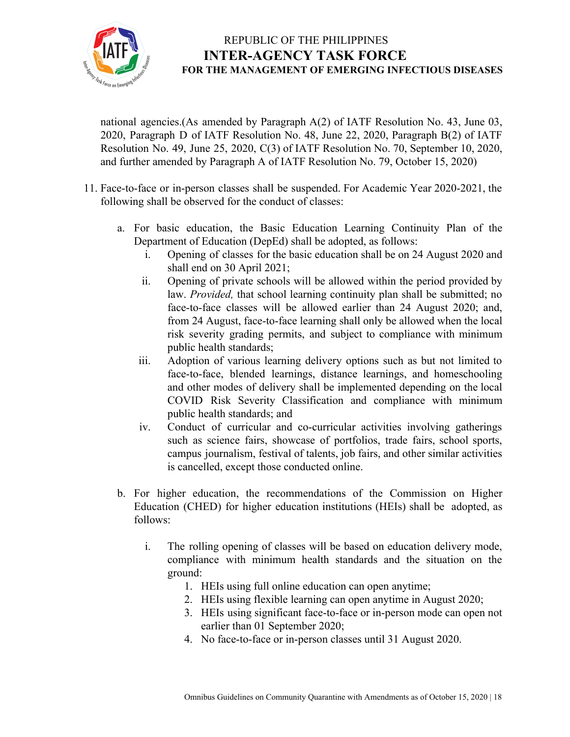national agencies.(As amended by Paragraph A(2) of IATF Resolution No. 43, June 03, 2020, Paragraph D of IATF Resolution No. 48, June 22, 2020, Paragraph B(2) of IATF Resolution No. 49, June 25, 2020, C(3) of IATF Resolution No. 70, September 10, 2020, and further amended by Paragraph A of IATF Resolution No. 79, October 15, 2020)

11. Face-to-face or in-person classes shall be suspended. For Academic Year 2020-2021, the following shall be observed for the conduct of classes:

    a. For basic education, the Basic Education Learning Continuity Plan of the Department of Education (DepEd) shall be adopted, as follows:

        i. Opening of classes for the basic education shall be on 24 August 2020 and shall end on 30 April 2021;

        ii. Opening of private schools will be allowed within the period provided by law. *Provided,* that school learning continuity plan shall be submitted; no face-to-face classes will be allowed earlier than 24 August 2020; and, from 24 August, face-to-face learning shall only be allowed when the local risk severity grading permits, and subject to compliance with minimum public health standards;

        iii. Adoption of various learning delivery options such as but not limited to face-to-face, blended learnings, distance learnings, and homeschooling and other modes of delivery shall be implemented depending on the local COVID Risk Severity Classification and compliance with minimum public health standards; and

        iv. Conduct of curricular and co-curricular activities involving gatherings such as science fairs, showcase of portfolios, trade fairs, school sports, campus journalism, festival of talents, job fairs, and other similar activities is cancelled, except those conducted online.

    b. For higher education, the recommendations of the Commission on Higher Education (CHED) for higher education institutions (HEIs) shall be adopted, as follows:

        i. The rolling opening of classes will be based on education delivery mode, compliance with minimum health standards and the situation on the ground:

            1. HEIs using full online education can open anytime;
            2. HEIs using flexible learning can open anytime in August 2020;
            3. HEIs using significant face-to-face or in-person mode can open not earlier than 01 September 2020;
            4. No face-to-face or in-person classes until 31 August 2020.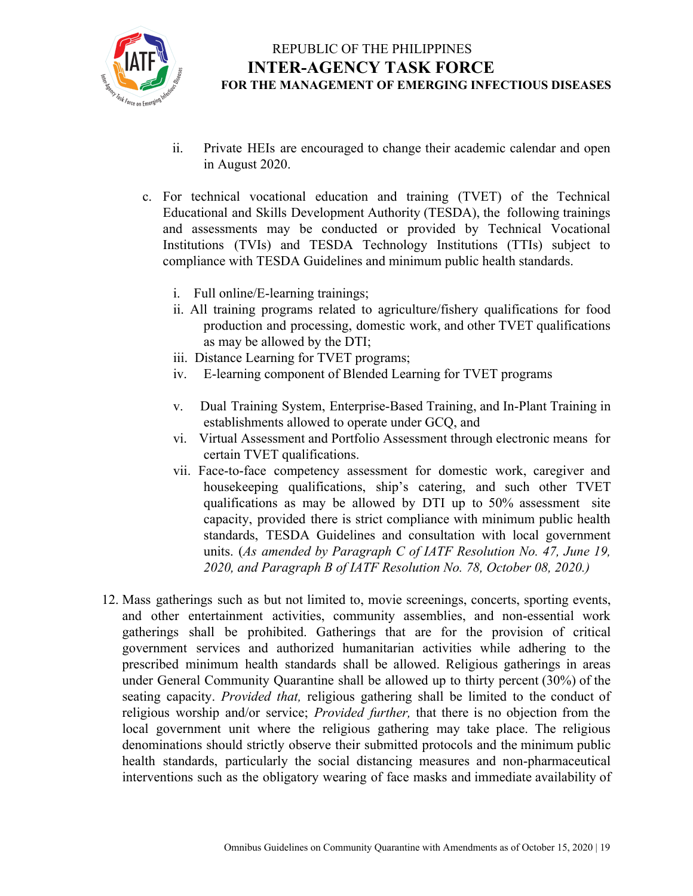ii. Private HEIs are encouraged to change their academic calendar and open in August 2020.

c. For technical vocational education and training (TVET) of the Technical Educational and Skills Development Authority (TESDA), the following trainings and assessments may be conducted or provided by Technical Vocational Institutions (TVIs) and TESDA Technology Institutions (TTIs) subject to compliance with TESDA Guidelines and minimum public health standards.

   i. Full online/E-learning trainings;
   ii. All training programs related to agriculture/fishery qualifications for food production and processing, domestic work, and other TVET qualifications as may be allowed by the DTI;
   iii. Distance Learning for TVET programs;
   iv. E-learning component of Blended Learning for TVET programs

   v. Dual Training System, Enterprise-Based Training, and In-Plant Training in establishments allowed to operate under GCQ, and
   vi. Virtual Assessment and Portfolio Assessment through electronic means for certain TVET qualifications.
   vii. Face-to-face competency assessment for domestic work, caregiver and housekeeping qualifications, ship's catering, and such other TVET qualifications as may be allowed by DTI up to 50% assessment site capacity, provided there is strict compliance with minimum public health standards, TESDA Guidelines and consultation with local government units. (*As amended by Paragraph C of IATF Resolution No. 47, June 19, 2020, and Paragraph B of IATF Resolution No. 78, October 08, 2020.)*

12. Mass gatherings such as but not limited to, movie screenings, concerts, sporting events, and other entertainment activities, community assemblies, and non-essential work gatherings shall be prohibited. Gatherings that are for the provision of critical government services and authorized humanitarian activities while adhering to the prescribed minimum health standards shall be allowed. Religious gatherings in areas under General Community Quarantine shall be allowed up to thirty percent (30%) of the seating capacity. *Provided that,* religious gathering shall be limited to the conduct of religious worship and/or service; *Provided further,* that there is no objection from the local government unit where the religious gathering may take place. The religious denominations should strictly observe their submitted protocols and the minimum public health standards, particularly the social distancing measures and non-pharmaceutical interventions such as the obligatory wearing of face masks and immediate availability of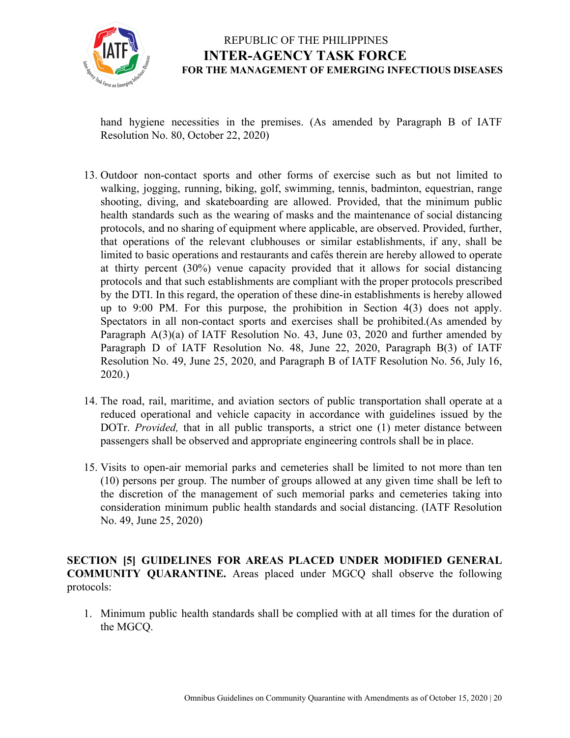hand hygiene necessities in the premises. (As amended by Paragraph B of IATF Resolution No. 80, October 22, 2020)

13. Outdoor non-contact sports and other forms of exercise such as but not limited to walking, jogging, running, biking, golf, swimming, tennis, badminton, equestrian, range shooting, diving, and skateboarding are allowed. Provided, that the minimum public health standards such as the wearing of masks and the maintenance of social distancing protocols, and no sharing of equipment where applicable, are observed. Provided, further, that operations of the relevant clubhouses or similar establishments, if any, shall be limited to basic operations and restaurants and cafés therein are hereby allowed to operate at thirty percent (30%) venue capacity provided that it allows for social distancing protocols and that such establishments are compliant with the proper protocols prescribed by the DTI. In this regard, the operation of these dine-in establishments is hereby allowed up to 9:00 PM. For this purpose, the prohibition in Section 4(3) does not apply. Spectators in all non-contact sports and exercises shall be prohibited.(As amended by Paragraph A(3)(a) of IATF Resolution No. 43, June 03, 2020 and further amended by Paragraph D of IATF Resolution No. 48, June 22, 2020, Paragraph B(3) of IATF Resolution No. 49, June 25, 2020, and Paragraph B of IATF Resolution No. 56, July 16, 2020.)

14. The road, rail, maritime, and aviation sectors of public transportation shall operate at a reduced operational and vehicle capacity in accordance with guidelines issued by the DOTr. *Provided,* that in all public transports, a strict one (1) meter distance between passengers shall be observed and appropriate engineering controls shall be in place.

15. Visits to open-air memorial parks and cemeteries shall be limited to not more than ten (10) persons per group. The number of groups allowed at any given time shall be left to the discretion of the management of such memorial parks and cemeteries taking into consideration minimum public health standards and social distancing. (IATF Resolution No. 49, June 25, 2020)

**SECTION [5] GUIDELINES FOR AREAS PLACED UNDER MODIFIED GENERAL COMMUNITY QUARANTINE.** Areas placed under MGCQ shall observe the following protocols:

1. Minimum public health standards shall be complied with at all times for the duration of the MGCQ.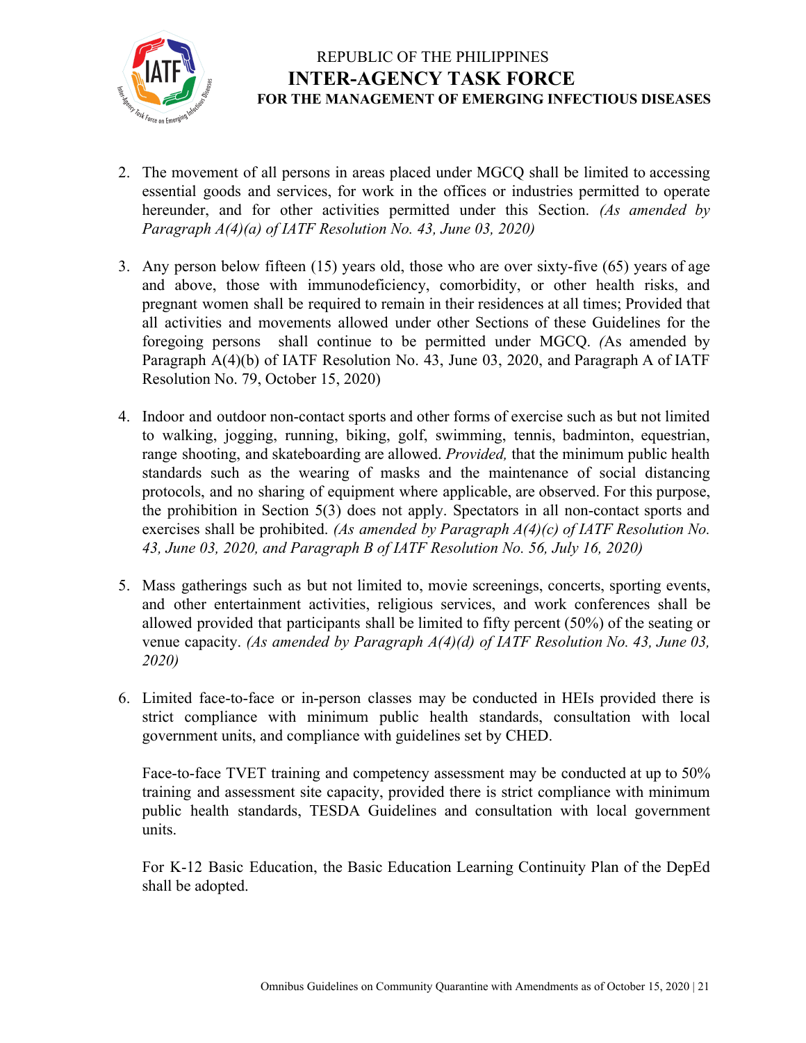2. The movement of all persons in areas placed under MGCQ shall be limited to accessing essential goods and services, for work in the offices or industries permitted to operate hereunder, and for other activities permitted under this Section. *(As amended by Paragraph A(4)(a) of IATF Resolution No. 43, June 03, 2020)*

3. Any person below fifteen (15) years old, those who are over sixty-five (65) years of age and above, those with immunodeficiency, comorbidity, or other health risks, and pregnant women shall be required to remain in their residences at all times; Provided that all activities and movements allowed under other Sections of these Guidelines for the foregoing persons shall continue to be permitted under MGCQ. *(*As amended by Paragraph A(4)(b) of IATF Resolution No. 43, June 03, 2020, and Paragraph A of IATF Resolution No. 79, October 15, 2020)

4. Indoor and outdoor non-contact sports and other forms of exercise such as but not limited to walking, jogging, running, biking, golf, swimming, tennis, badminton, equestrian, range shooting, and skateboarding are allowed. *Provided,* that the minimum public health standards such as the wearing of masks and the maintenance of social distancing protocols, and no sharing of equipment where applicable, are observed. For this purpose, the prohibition in Section 5(3) does not apply. Spectators in all non-contact sports and exercises shall be prohibited. *(As amended by Paragraph A(4)(c) of IATF Resolution No. 43, June 03, 2020, and Paragraph B of IATF Resolution No. 56, July 16, 2020)*

5. Mass gatherings such as but not limited to, movie screenings, concerts, sporting events, and other entertainment activities, religious services, and work conferences shall be allowed provided that participants shall be limited to fifty percent (50%) of the seating or venue capacity. *(As amended by Paragraph A(4)(d) of IATF Resolution No. 43, June 03, 2020)*

6. Limited face-to-face or in-person classes may be conducted in HEIs provided there is strict compliance with minimum public health standards, consultation with local government units, and compliance with guidelines set by CHED.

   Face-to-face TVET training and competency assessment may be conducted at up to 50% training and assessment site capacity, provided there is strict compliance with minimum public health standards, TESDA Guidelines and consultation with local government units.

   For K-12 Basic Education, the Basic Education Learning Continuity Plan of the DepEd shall be adopted.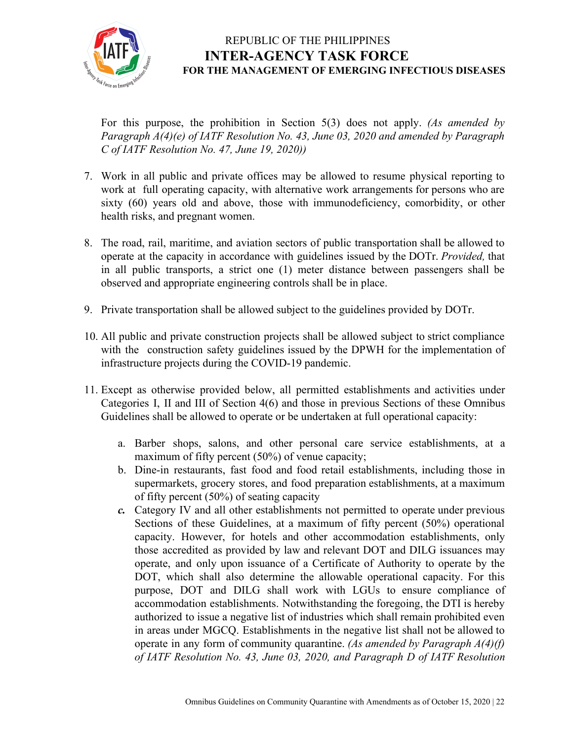For this purpose, the prohibition in Section 5(3) does not apply. *(As amended by Paragraph A(4)(e) of IATF Resolution No. 43, June 03, 2020 and amended by Paragraph C of IATF Resolution No. 47, June 19, 2020))*

7. Work in all public and private offices may be allowed to resume physical reporting to work at full operating capacity, with alternative work arrangements for persons who are sixty (60) years old and above, those with immunodeficiency, comorbidity, or other health risks, and pregnant women.

8. The road, rail, maritime, and aviation sectors of public transportation shall be allowed to operate at the capacity in accordance with guidelines issued by the DOTr. *Provided,* that in all public transports, a strict one (1) meter distance between passengers shall be observed and appropriate engineering controls shall be in place.

9. Private transportation shall be allowed subject to the guidelines provided by DOTr.

10. All public and private construction projects shall be allowed subject to strict compliance with the construction safety guidelines issued by the DPWH for the implementation of infrastructure projects during the COVID-19 pandemic.

11. Except as otherwise provided below, all permitted establishments and activities under Categories I, II and III of Section 4(6) and those in previous Sections of these Omnibus Guidelines shall be allowed to operate or be undertaken at full operational capacity:

    a. Barber shops, salons, and other personal care service establishments, at a maximum of fifty percent (50%) of venue capacity;
    b. Dine-in restaurants, fast food and food retail establishments, including those in supermarkets, grocery stores, and food preparation establishments, at a maximum of fifty percent (50%) of seating capacity
    ***c.*** Category IV and all other establishments not permitted to operate under previous Sections of these Guidelines, at a maximum of fifty percent (50%) operational capacity. However, for hotels and other accommodation establishments, only those accredited as provided by law and relevant DOT and DILG issuances may operate, and only upon issuance of a Certificate of Authority to operate by the DOT, which shall also determine the allowable operational capacity. For this purpose, DOT and DILG shall work with LGUs to ensure compliance of accommodation establishments. Notwithstanding the foregoing, the DTI is hereby authorized to issue a negative list of industries which shall remain prohibited even in areas under MGCQ. Establishments in the negative list shall not be allowed to operate in any form of community quarantine. *(As amended by Paragraph A(4)(f) of IATF Resolution No. 43, June 03, 2020, and Paragraph D of IATF Resolution*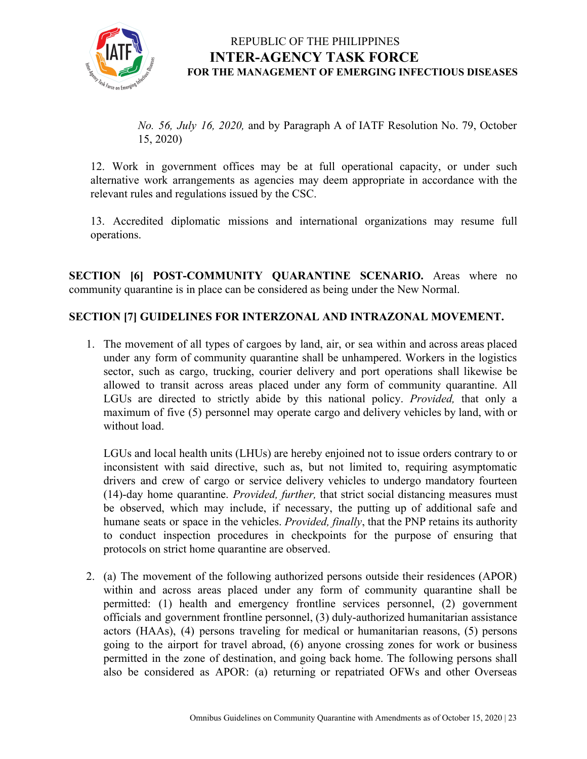*No. 56, July 16, 2020,* and by Paragraph A of IATF Resolution No. 79, October 15, 2020)

12. Work in government offices may be at full operational capacity, or under such alternative work arrangements as agencies may deem appropriate in accordance with the relevant rules and regulations issued by the CSC.

13. Accredited diplomatic missions and international organizations may resume full operations.

**SECTION [6] POST-COMMUNITY QUARANTINE SCENARIO.** Areas where no community quarantine is in place can be considered as being under the New Normal.

**SECTION [7] GUIDELINES FOR INTERZONAL AND INTRAZONAL MOVEMENT.**

1. The movement of all types of cargoes by land, air, or sea within and across areas placed under any form of community quarantine shall be unhampered. Workers in the logistics sector, such as cargo, trucking, courier delivery and port operations shall likewise be allowed to transit across areas placed under any form of community quarantine. All LGUs are directed to strictly abide by this national policy. *Provided,* that only a maximum of five (5) personnel may operate cargo and delivery vehicles by land, with or without load.

   LGUs and local health units (LHUs) are hereby enjoined not to issue orders contrary to or inconsistent with said directive, such as, but not limited to, requiring asymptomatic drivers and crew of cargo or service delivery vehicles to undergo mandatory fourteen (14)-day home quarantine. *Provided, further,* that strict social distancing measures must be observed, which may include, if necessary, the putting up of additional safe and humane seats or space in the vehicles. *Provided, finally*, that the PNP retains its authority to conduct inspection procedures in checkpoints for the purpose of ensuring that protocols on strict home quarantine are observed.

2. (a) The movement of the following authorized persons outside their residences (APOR) within and across areas placed under any form of community quarantine shall be permitted: (1) health and emergency frontline services personnel, (2) government officials and government frontline personnel, (3) duly-authorized humanitarian assistance actors (HAAs), (4) persons traveling for medical or humanitarian reasons, (5) persons going to the airport for travel abroad, (6) anyone crossing zones for work or business permitted in the zone of destination, and going back home. The following persons shall also be considered as APOR: (a) returning or repatriated OFWs and other Overseas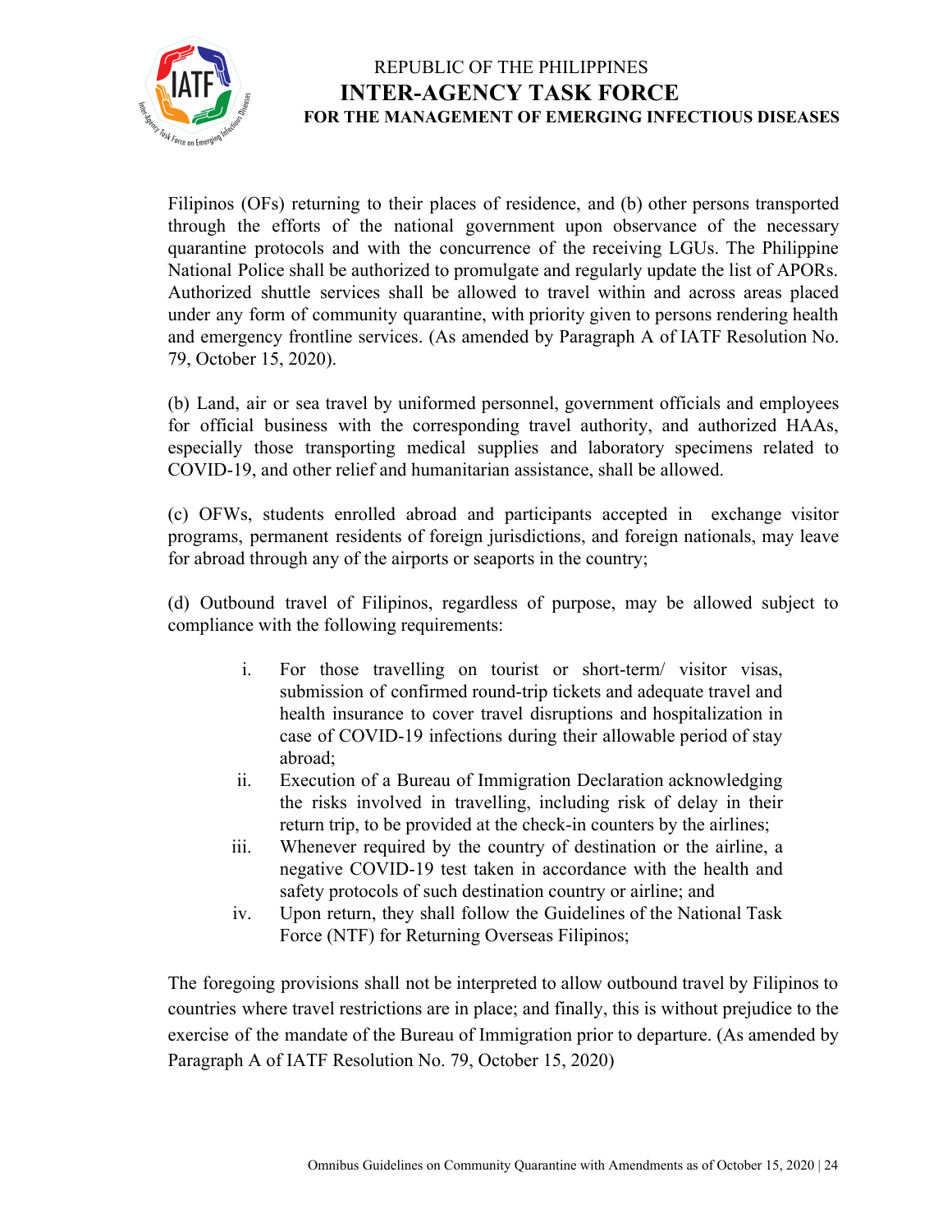Filipinos (OFs) returning to their places of residence, and (b) other persons transported through the efforts of the national government upon observance of the necessary quarantine protocols and with the concurrence of the receiving LGUs. The Philippine National Police shall be authorized to promulgate and regularly update the list of APORs. Authorized shuttle services shall be allowed to travel within and across areas placed under any form of community quarantine, with priority given to persons rendering health and emergency frontline services. (As amended by Paragraph A of IATF Resolution No. 79, October 15, 2020).

(b) Land, air or sea travel by uniformed personnel, government officials and employees for official business with the corresponding travel authority, and authorized HAAs, especially those transporting medical supplies and laboratory specimens related to COVID-19, and other relief and humanitarian assistance, shall be allowed.

(c) OFWs, students enrolled abroad and participants accepted in exchange visitor programs, permanent residents of foreign jurisdictions, and foreign nationals, may leave for abroad through any of the airports or seaports in the country;

(d) Outbound travel of Filipinos, regardless of purpose, may be allowed subject to compliance with the following requirements:

i. For those travelling on tourist or short-term/ visitor visas, submission of confirmed round-trip tickets and adequate travel and health insurance to cover travel disruptions and hospitalization in case of COVID-19 infections during their allowable period of stay abroad;
ii. Execution of a Bureau of Immigration Declaration acknowledging the risks involved in travelling, including risk of delay in their return trip, to be provided at the check-in counters by the airlines;
iii. Whenever required by the country of destination or the airline, a negative COVID-19 test taken in accordance with the health and safety protocols of such destination country or airline; and
iv. Upon return, they shall follow the Guidelines of the National Task Force (NTF) for Returning Overseas Filipinos;

The foregoing provisions shall not be interpreted to allow outbound travel by Filipinos to countries where travel restrictions are in place; and finally, this is without prejudice to the exercise of the mandate of the Bureau of Immigration prior to departure. (As amended by Paragraph A of IATF Resolution No. 79, October 15, 2020)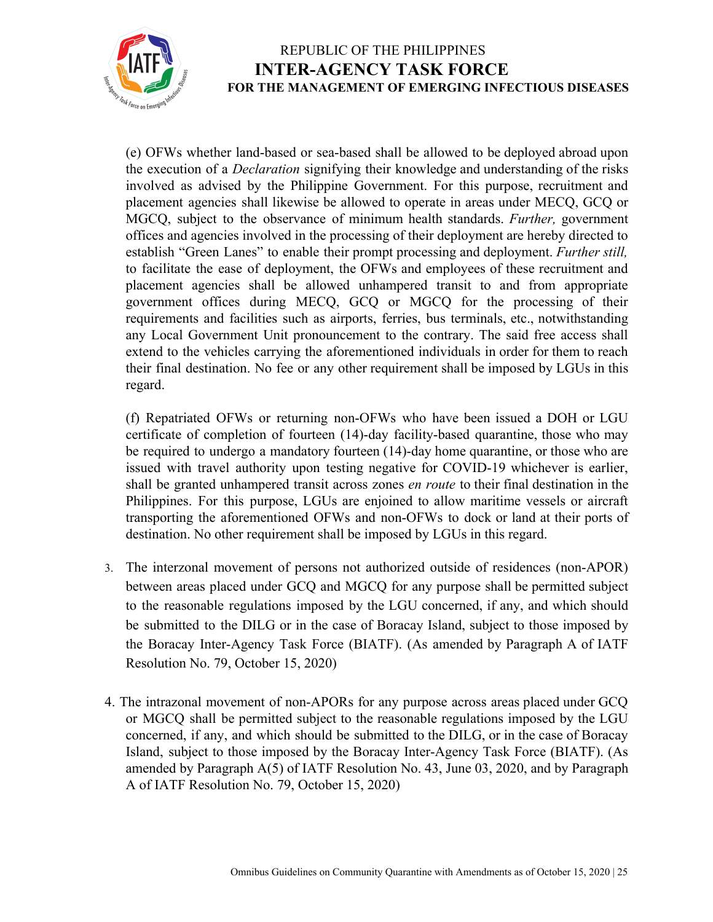(e) OFWs whether land-based or sea-based shall be allowed to be deployed abroad upon the execution of a *Declaration* signifying their knowledge and understanding of the risks involved as advised by the Philippine Government. For this purpose, recruitment and placement agencies shall likewise be allowed to operate in areas under MECQ, GCQ or MGCQ, subject to the observance of minimum health standards. *Further,* government offices and agencies involved in the processing of their deployment are hereby directed to establish "Green Lanes" to enable their prompt processing and deployment. *Further still,* to facilitate the ease of deployment, the OFWs and employees of these recruitment and placement agencies shall be allowed unhampered transit to and from appropriate government offices during MECQ, GCQ or MGCQ for the processing of their requirements and facilities such as airports, ferries, bus terminals, etc., notwithstanding any Local Government Unit pronouncement to the contrary. The said free access shall extend to the vehicles carrying the aforementioned individuals in order for them to reach their final destination. No fee or any other requirement shall be imposed by LGUs in this regard.

(f) Repatriated OFWs or returning non-OFWs who have been issued a DOH or LGU certificate of completion of fourteen (14)-day facility-based quarantine, those who may be required to undergo a mandatory fourteen (14)-day home quarantine, or those who are issued with travel authority upon testing negative for COVID-19 whichever is earlier, shall be granted unhampered transit across zones *en route* to their final destination in the Philippines. For this purpose, LGUs are enjoined to allow maritime vessels or aircraft transporting the aforementioned OFWs and non-OFWs to dock or land at their ports of destination. No other requirement shall be imposed by LGUs in this regard.

3. The interzonal movement of persons not authorized outside of residences (non-APOR) between areas placed under GCQ and MGCQ for any purpose shall be permitted subject to the reasonable regulations imposed by the LGU concerned, if any, and which should be submitted to the DILG or in the case of Boracay Island, subject to those imposed by the Boracay Inter-Agency Task Force (BIATF). (As amended by Paragraph A of IATF Resolution No. 79, October 15, 2020)

4. The intrazonal movement of non-APORs for any purpose across areas placed under GCQ or MGCQ shall be permitted subject to the reasonable regulations imposed by the LGU concerned, if any, and which should be submitted to the DILG, or in the case of Boracay Island, subject to those imposed by the Boracay Inter-Agency Task Force (BIATF). (As amended by Paragraph A(5) of IATF Resolution No. 43, June 03, 2020, and by Paragraph A of IATF Resolution No. 79, October 15, 2020)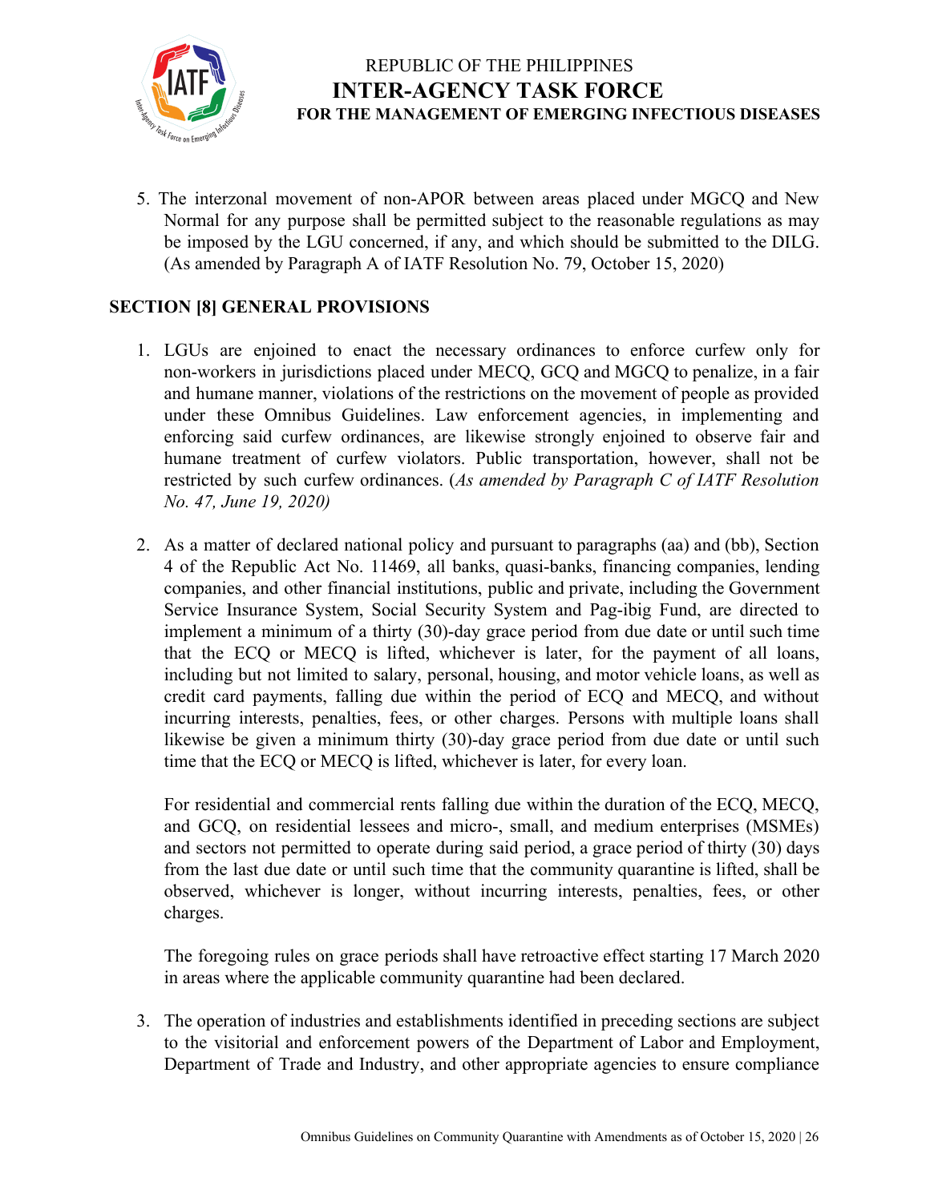5. The interzonal movement of non-APOR between areas placed under MGCQ and New Normal for any purpose shall be permitted subject to the reasonable regulations as may be imposed by the LGU concerned, if any, and which should be submitted to the DILG. (As amended by Paragraph A of IATF Resolution No. 79, October 15, 2020)

## SECTION [8] GENERAL PROVISIONS

1. LGUs are enjoined to enact the necessary ordinances to enforce curfew only for non-workers in jurisdictions placed under MECQ, GCQ and MGCQ to penalize, in a fair and humane manner, violations of the restrictions on the movement of people as provided under these Omnibus Guidelines. Law enforcement agencies, in implementing and enforcing said curfew ordinances, are likewise strongly enjoined to observe fair and humane treatment of curfew violators. Public transportation, however, shall not be restricted by such curfew ordinances. (*As amended by Paragraph C of IATF Resolution No. 47, June 19, 2020)*

2. As a matter of declared national policy and pursuant to paragraphs (aa) and (bb), Section 4 of the Republic Act No. 11469, all banks, quasi-banks, financing companies, lending companies, and other financial institutions, public and private, including the Government Service Insurance System, Social Security System and Pag-ibig Fund, are directed to implement a minimum of a thirty (30)-day grace period from due date or until such time that the ECQ or MECQ is lifted, whichever is later, for the payment of all loans, including but not limited to salary, personal, housing, and motor vehicle loans, as well as credit card payments, falling due within the period of ECQ and MECQ, and without incurring interests, penalties, fees, or other charges. Persons with multiple loans shall likewise be given a minimum thirty (30)-day grace period from due date or until such time that the ECQ or MECQ is lifted, whichever is later, for every loan.

   For residential and commercial rents falling due within the duration of the ECQ, MECQ, and GCQ, on residential lessees and micro-, small, and medium enterprises (MSMEs) and sectors not permitted to operate during said period, a grace period of thirty (30) days from the last due date or until such time that the community quarantine is lifted, shall be observed, whichever is longer, without incurring interests, penalties, fees, or other charges.

   The foregoing rules on grace periods shall have retroactive effect starting 17 March 2020 in areas where the applicable community quarantine had been declared.

3. The operation of industries and establishments identified in preceding sections are subject to the visitorial and enforcement powers of the Department of Labor and Employment, Department of Trade and Industry, and other appropriate agencies to ensure compliance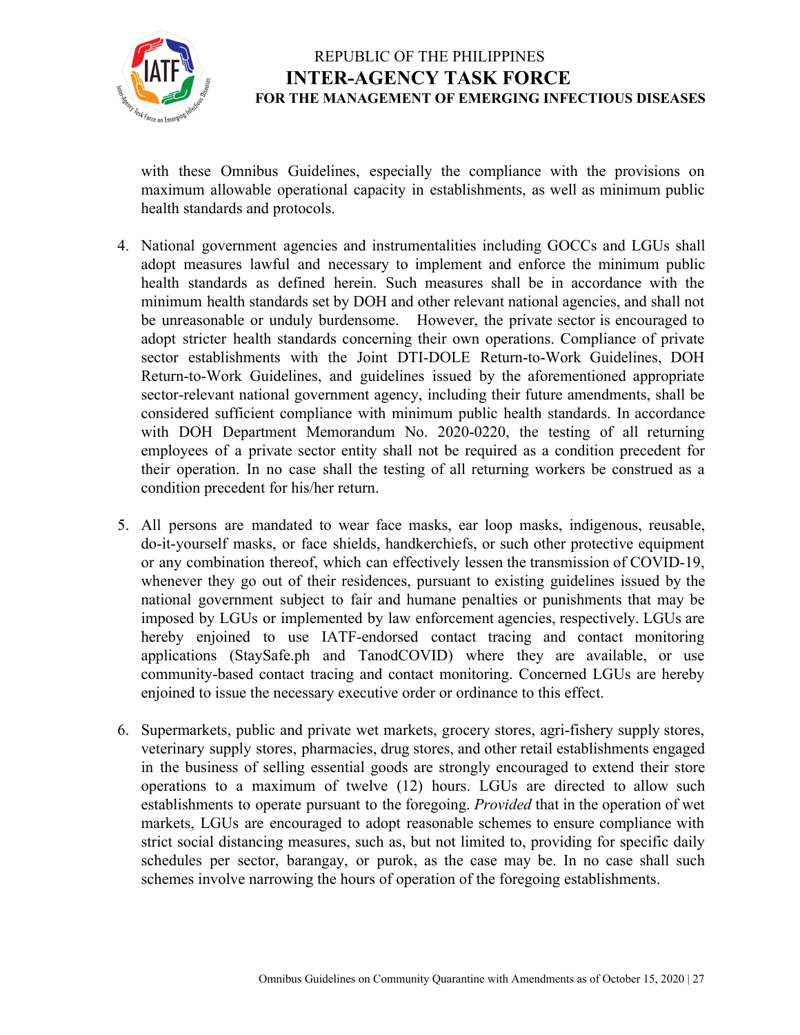with these Omnibus Guidelines, especially the compliance with the provisions on maximum allowable operational capacity in establishments, as well as minimum public health standards and protocols.

4. National government agencies and instrumentalities including GOCCs and LGUs shall adopt measures lawful and necessary to implement and enforce the minimum public health standards as defined herein. Such measures shall be in accordance with the minimum health standards set by DOH and other relevant national agencies, and shall not be unreasonable or unduly burdensome. However, the private sector is encouraged to adopt stricter health standards concerning their own operations. Compliance of private sector establishments with the Joint DTI-DOLE Return-to-Work Guidelines, DOH Return-to-Work Guidelines, and guidelines issued by the aforementioned appropriate sector-relevant national government agency, including their future amendments, shall be considered sufficient compliance with minimum public health standards. In accordance with DOH Department Memorandum No. 2020-0220, the testing of all returning employees of a private sector entity shall not be required as a condition precedent for their operation. In no case shall the testing of all returning workers be construed as a condition precedent for his/her return.

5. All persons are mandated to wear face masks, ear loop masks, indigenous, reusable, do-it-yourself masks, or face shields, handkerchiefs, or such other protective equipment or any combination thereof, which can effectively lessen the transmission of COVID-19, whenever they go out of their residences, pursuant to existing guidelines issued by the national government subject to fair and humane penalties or punishments that may be imposed by LGUs or implemented by law enforcement agencies, respectively. LGUs are hereby enjoined to use IATF-endorsed contact tracing and contact monitoring applications (StaySafe.ph and TanodCOVID) where they are available, or use community-based contact tracing and contact monitoring. Concerned LGUs are hereby enjoined to issue the necessary executive order or ordinance to this effect.

6. Supermarkets, public and private wet markets, grocery stores, agri-fishery supply stores, veterinary supply stores, pharmacies, drug stores, and other retail establishments engaged in the business of selling essential goods are strongly encouraged to extend their store operations to a maximum of twelve (12) hours. LGUs are directed to allow such establishments to operate pursuant to the foregoing. *Provided* that in the operation of wet markets, LGUs are encouraged to adopt reasonable schemes to ensure compliance with strict social distancing measures, such as, but not limited to, providing for specific daily schedules per sector, barangay, or purok, as the case may be. In no case shall such schemes involve narrowing the hours of operation of the foregoing establishments.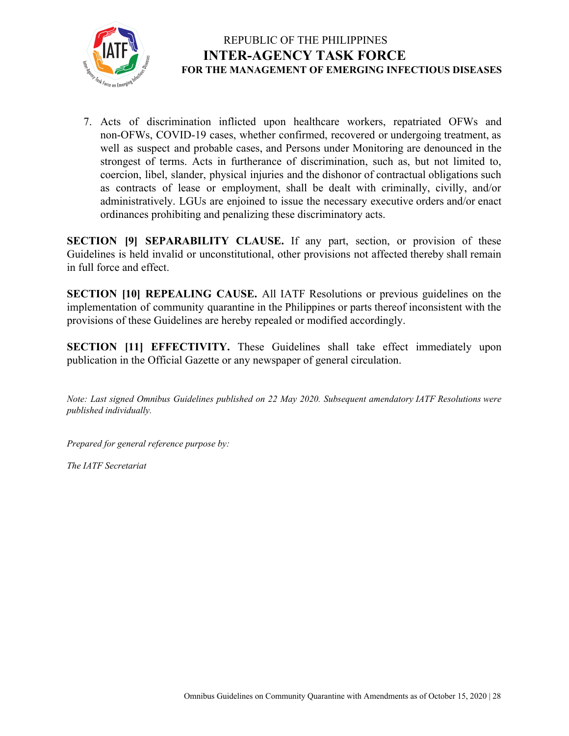7. Acts of discrimination inflicted upon healthcare workers, repatriated OFWs and non-OFWs, COVID-19 cases, whether confirmed, recovered or undergoing treatment, as well as suspect and probable cases, and Persons under Monitoring are denounced in the strongest of terms. Acts in furtherance of discrimination, such as, but not limited to, coercion, libel, slander, physical injuries and the dishonor of contractual obligations such as contracts of lease or employment, shall be dealt with criminally, civilly, and/or administratively. LGUs are enjoined to issue the necessary executive orders and/or enact ordinances prohibiting and penalizing these discriminatory acts.

**SECTION [9] SEPARABILITY CLAUSE.** If any part, section, or provision of these Guidelines is held invalid or unconstitutional, other provisions not affected thereby shall remain in full force and effect.

**SECTION [10] REPEALING CAUSE.** All IATF Resolutions or previous guidelines on the implementation of community quarantine in the Philippines or parts thereof inconsistent with the provisions of these Guidelines are hereby repealed or modified accordingly.

**SECTION [11] EFFECTIVITY.** These Guidelines shall take effect immediately upon publication in the Official Gazette or any newspaper of general circulation.

*Note: Last signed Omnibus Guidelines published on 22 May 2020. Subsequent amendatory IATF Resolutions were published individually.*

*Prepared for general reference purpose by:*

*The IATF Secretariat*